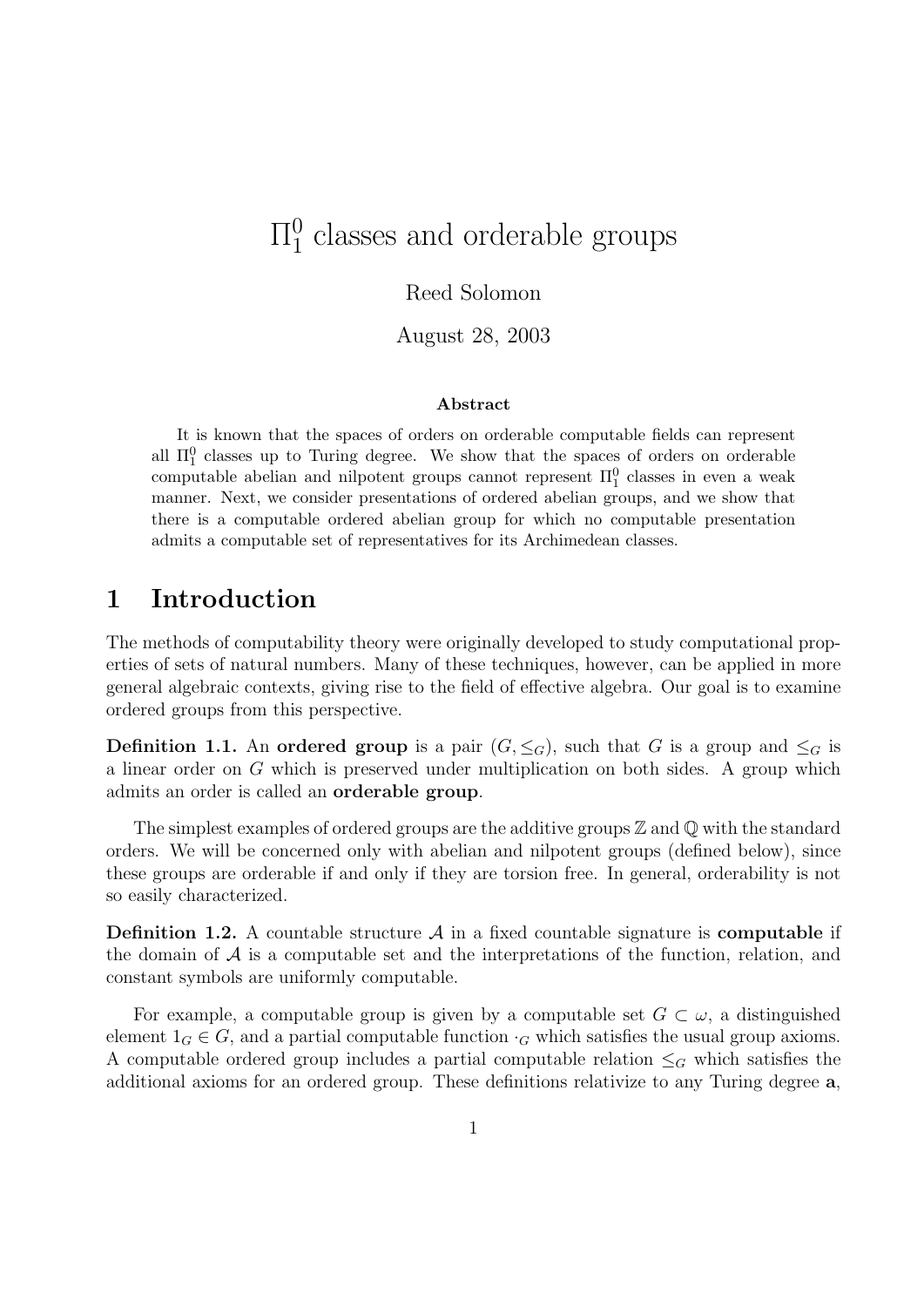# $\Pi^0_1$ classes and orderable groups

Reed Solomon

August 28, 2003

**Abstract**

It is known that the spaces of orders on orderable computable fields can represent all $\Pi^0_1$ classes up to Turing degree. We show that the spaces of orders on orderable computable abelian and nilpotent groups cannot represent $\Pi^0_1$ classes in even a weak manner. Next, we consider presentations of ordered abelian groups, and we show that there is a computable ordered abelian group for which no computable presentation admits a computable set of representatives for its Archimedean classes.

## 1 Introduction

The methods of computability theory were originally developed to study computational properties of sets of natural numbers. Many of these techniques, however, can be applied in more general algebraic contexts, giving rise to the field of effective algebra. Our goal is to examine ordered groups from this perspective.

**Definition 1.1.** An **ordered group** is a pair $(G, \leq_G)$, such that $G$ is a group and $\leq_G$ is a linear order on $G$ which is preserved under multiplication on both sides. A group which admits an order is called an **orderable group**.

The simplest examples of ordered groups are the additive groups $\mathbb{Z}$ and $\mathbb{Q}$ with the standard orders. We will be concerned only with abelian and nilpotent groups (defined below), since these groups are orderable if and only if they are torsion free. In general, orderability is not so easily characterized.

**Definition 1.2.** A countable structure $\mathcal{A}$ in a fixed countable signature is **computable** if the domain of $\mathcal{A}$ is a computable set and the interpretations of the function, relation, and constant symbols are uniformly computable.

For example, a computable group is given by a computable set $G \subset \omega$, a distinguished element $1_G \in G$, and a partial computable function $\cdot_G$ which satisfies the usual group axioms. A computable ordered group includes a partial computable relation $\leq_G$ which satisfies the additional axioms for an ordered group. These definitions relativize to any Turing degree $\mathbf{a}$,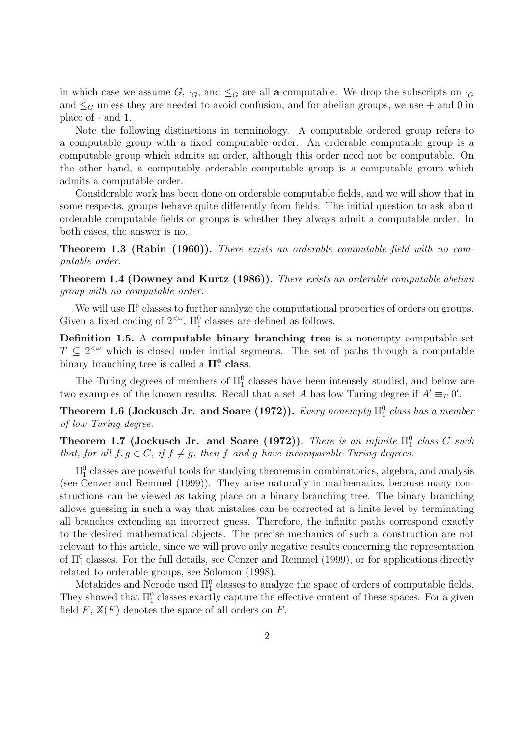in which case we assume $G$, $\cdot_G$, and $\leq_G$ are all **a**-computable. We drop the subscripts on $\cdot_G$ and $\leq_G$ unless they are needed to avoid confusion, and for abelian groups, we use $+$ and $0$ in place of $\cdot$ and $1$.

Note the following distinctions in terminology. A computable ordered group refers to a computable group with a fixed computable order. An orderable computable group is a computable group which admits an order, although this order need not be computable. On the other hand, a computably orderable computable group is a computable group which admits a computable order.

Considerable work has been done on orderable computable fields, and we will show that in some respects, groups behave quite differently from fields. The initial question to ask about orderable computable fields or groups is whether they always admit a computable order. In both cases, the answer is no.

**Theorem 1.3 (Rabin (1960)).** *There exists an orderable computable field with no computable order.*

**Theorem 1.4 (Downey and Kurtz (1986)).** *There exists an orderable computable abelian group with no computable order.*

We will use $\Pi^0_1$ classes to further analyze the computational properties of orders on groups. Given a fixed coding of $2^{<\omega}$, $\Pi^0_1$ classes are defined as follows.

**Definition 1.5.** A **computable binary branching tree** is a nonempty computable set $T \subseteq 2^{<\omega}$ which is closed under initial segments. The set of paths through a computable binary branching tree is called a $\mathbf{\Pi^0_1}$ **class**.

The Turing degrees of members of $\Pi^0_1$ classes have been intensely studied, and below are two examples of the known results. Recall that a set $A$ has low Turing degree if $A' \equiv_T 0'$.

**Theorem 1.6 (Jockusch Jr. and Soare (1972)).** *Every nonempty $\Pi^0_1$ class has a member of low Turing degree.*

**Theorem 1.7 (Jockusch Jr. and Soare (1972)).** *There is an infinite $\Pi^0_1$ class $C$ such that, for all $f, g \in C$, if $f \neq g$, then $f$ and $g$ have incomparable Turing degrees.*

$\Pi^0_1$ classes are powerful tools for studying theorems in combinatorics, algebra, and analysis (see Cenzer and Remmel (1999)). They arise naturally in mathematics, because many constructions can be viewed as taking place on a binary branching tree. The binary branching allows guessing in such a way that mistakes can be corrected at a finite level by terminating all branches extending an incorrect guess. Therefore, the infinite paths correspond exactly to the desired mathematical objects. The precise mechanics of such a construction are not relevant to this article, since we will prove only negative results concerning the representation of $\Pi^0_1$ classes. For the full details, see Cenzer and Remmel (1999), or for applications directly related to orderable groups, see Solomon (1998).

Metakides and Nerode used $\Pi^0_1$ classes to analyze the space of orders of computable fields. They showed that $\Pi^0_1$ classes exactly capture the effective content of these spaces. For a given field $F$, $\mathbb{X}(F)$ denotes the space of all orders on $F$.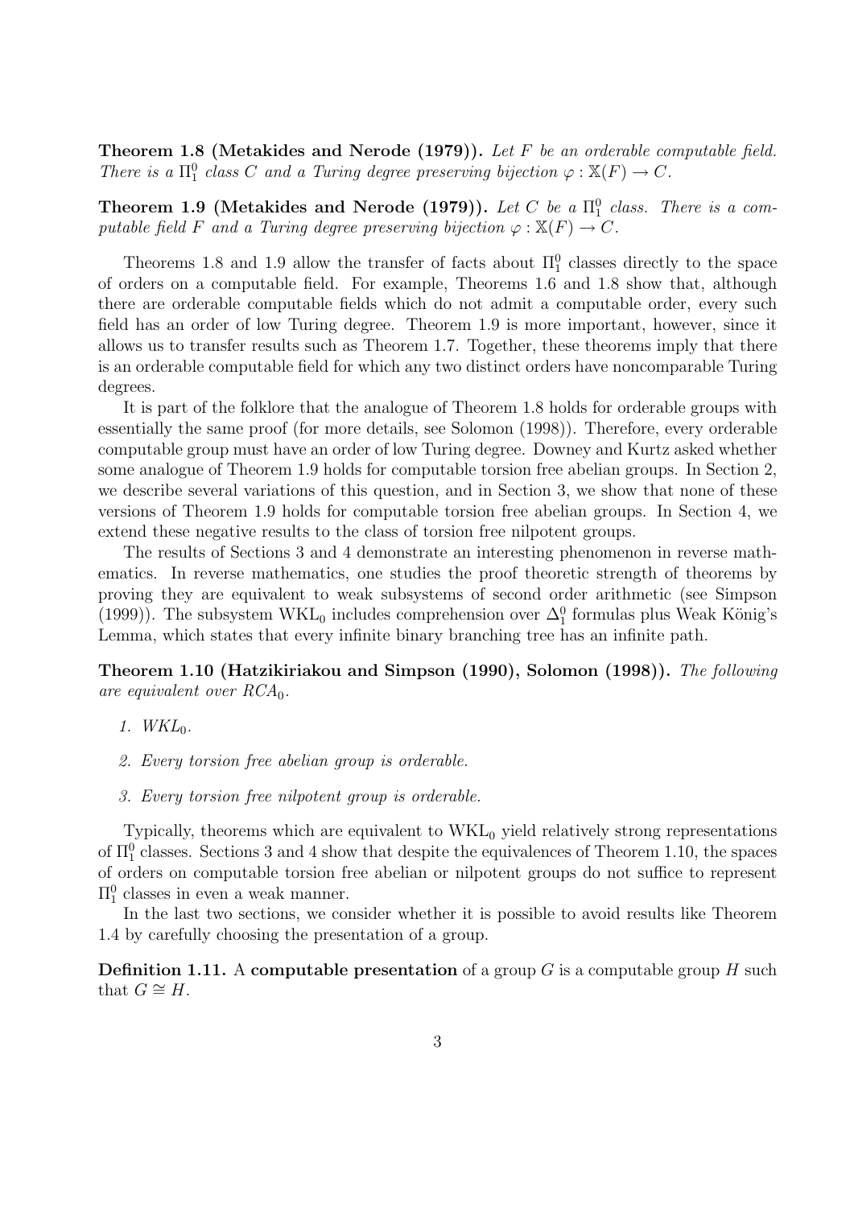**Theorem 1.8 (Metakides and Nerode (1979)).** *Let $F$ be an orderable computable field. There is a $\Pi^0_1$ class $C$ and a Turing degree preserving bijection $\varphi : \mathbb{X}(F) \to C$.*

**Theorem 1.9 (Metakides and Nerode (1979)).** *Let $C$ be a $\Pi^0_1$ class. There is a computable field $F$ and a Turing degree preserving bijection $\varphi : \mathbb{X}(F) \to C$.*

Theorems 1.8 and 1.9 allow the transfer of facts about $\Pi^0_1$ classes directly to the space of orders on a computable field. For example, Theorems 1.6 and 1.8 show that, although there are orderable computable fields which do not admit a computable order, every such field has an order of low Turing degree. Theorem 1.9 is more important, however, since it allows us to transfer results such as Theorem 1.7. Together, these theorems imply that there is an orderable computable field for which any two distinct orders have noncomparable Turing degrees.

It is part of the folklore that the analogue of Theorem 1.8 holds for orderable groups with essentially the same proof (for more details, see Solomon (1998)). Therefore, every orderable computable group must have an order of low Turing degree. Downey and Kurtz asked whether some analogue of Theorem 1.9 holds for computable torsion free abelian groups. In Section 2, we describe several variations of this question, and in Section 3, we show that none of these versions of Theorem 1.9 holds for computable torsion free abelian groups. In Section 4, we extend these negative results to the class of torsion free nilpotent groups.

The results of Sections 3 and 4 demonstrate an interesting phenomenon in reverse mathematics. In reverse mathematics, one studies the proof theoretic strength of theorems by proving they are equivalent to weak subsystems of second order arithmetic (see Simpson (1999)). The subsystem $\text{WKL}_0$ includes comprehension over $\Delta^0_1$ formulas plus Weak König's Lemma, which states that every infinite binary branching tree has an infinite path.

**Theorem 1.10 (Hatzikiriakou and Simpson (1990), Solomon (1998)).** *The following are equivalent over $RCA_0$.*

1. *$WKL_0$.*
2. *Every torsion free abelian group is orderable.*
3. *Every torsion free nilpotent group is orderable.*

Typically, theorems which are equivalent to $\text{WKL}_0$ yield relatively strong representations of $\Pi^0_1$ classes. Sections 3 and 4 show that despite the equivalences of Theorem 1.10, the spaces of orders on computable torsion free abelian or nilpotent groups do not suffice to represent $\Pi^0_1$ classes in even a weak manner.

In the last two sections, we consider whether it is possible to avoid results like Theorem 1.4 by carefully choosing the presentation of a group.

**Definition 1.11.** A **computable presentation** of a group $G$ is a computable group $H$ such that $G \cong H$.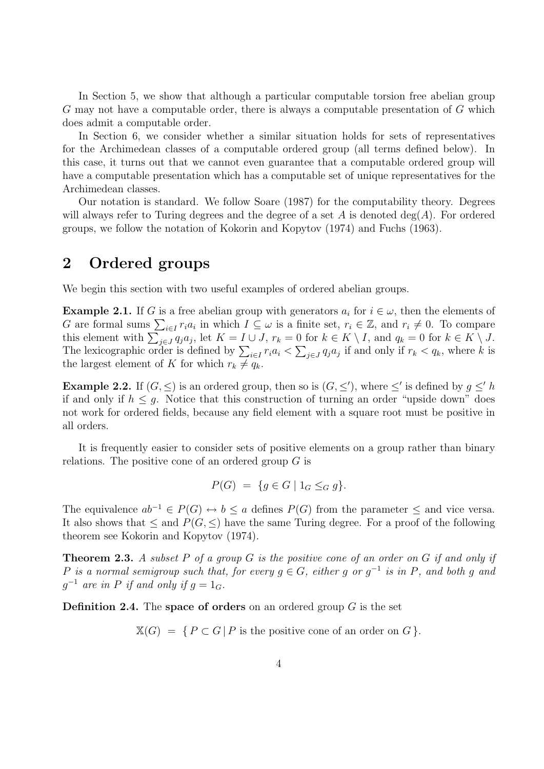In Section 5, we show that although a particular computable torsion free abelian group $G$ may not have a computable order, there is always a computable presentation of $G$ which does admit a computable order.

In Section 6, we consider whether a similar situation holds for sets of representatives for the Archimedean classes of a computable ordered group (all terms defined below). In this case, it turns out that we cannot even guarantee that a computable ordered group will have a computable presentation which has a computable set of unique representatives for the Archimedean classes.

Our notation is standard. We follow Soare (1987) for the computability theory. Degrees will always refer to Turing degrees and the degree of a set $A$ is denoted $\deg(A)$. For ordered groups, we follow the notation of Kokorin and Kopytov (1974) and Fuchs (1963).

## 2 Ordered groups

We begin this section with two useful examples of ordered abelian groups.

**Example 2.1.** If $G$ is a free abelian group with generators $a_i$ for $i \in \omega$, then the elements of $G$ are formal sums $\sum_{i \in I} r_i a_i$ in which $I \subseteq \omega$ is a finite set, $r_i \in \mathbb{Z}$, and $r_i \neq 0$. To compare this element with $\sum_{j \in J} q_j a_j$, let $K = I \cup J$, $r_k = 0$ for $k \in K \setminus I$, and $q_k = 0$ for $k \in K \setminus J$. The lexicographic order is defined by $\sum_{i \in I} r_i a_i < \sum_{j \in J} q_j a_j$ if and only if $r_k < q_k$, where $k$ is the largest element of $K$ for which $r_k \neq q_k$.

**Example 2.2.** If $(G, \leq)$ is an ordered group, then so is $(G, \leq')$, where $\leq'$ is defined by $g \leq' h$ if and only if $h \leq g$. Notice that this construction of turning an order "upside down" does not work for ordered fields, because any field element with a square root must be positive in all orders.

It is frequently easier to consider sets of positive elements on a group rather than binary relations. The positive cone of an ordered group $G$ is

$$P(G) \;=\; \{g \in G \mid 1_G \leq_G g\}.$$

The equivalence $ab^{-1} \in P(G) \leftrightarrow b \leq a$ defines $P(G)$ from the parameter $\leq$ and vice versa. It also shows that $\leq$ and $P(G, \leq)$ have the same Turing degree. For a proof of the following theorem see Kokorin and Kopytov (1974).

**Theorem 2.3.** *A subset $P$ of a group $G$ is the positive cone of an order on $G$ if and only if $P$ is a normal semigroup such that, for every $g \in G$, either $g$ or $g^{-1}$ is in $P$, and both $g$ and $g^{-1}$ are in $P$ if and only if $g = 1_G$.*

**Definition 2.4.** The **space of orders** on an ordered group $G$ is the set

$$\mathbb{X}(G) \;=\; \{\, P \subset G \,|\, P \text{ is the positive cone of an order on } G \,\}.$$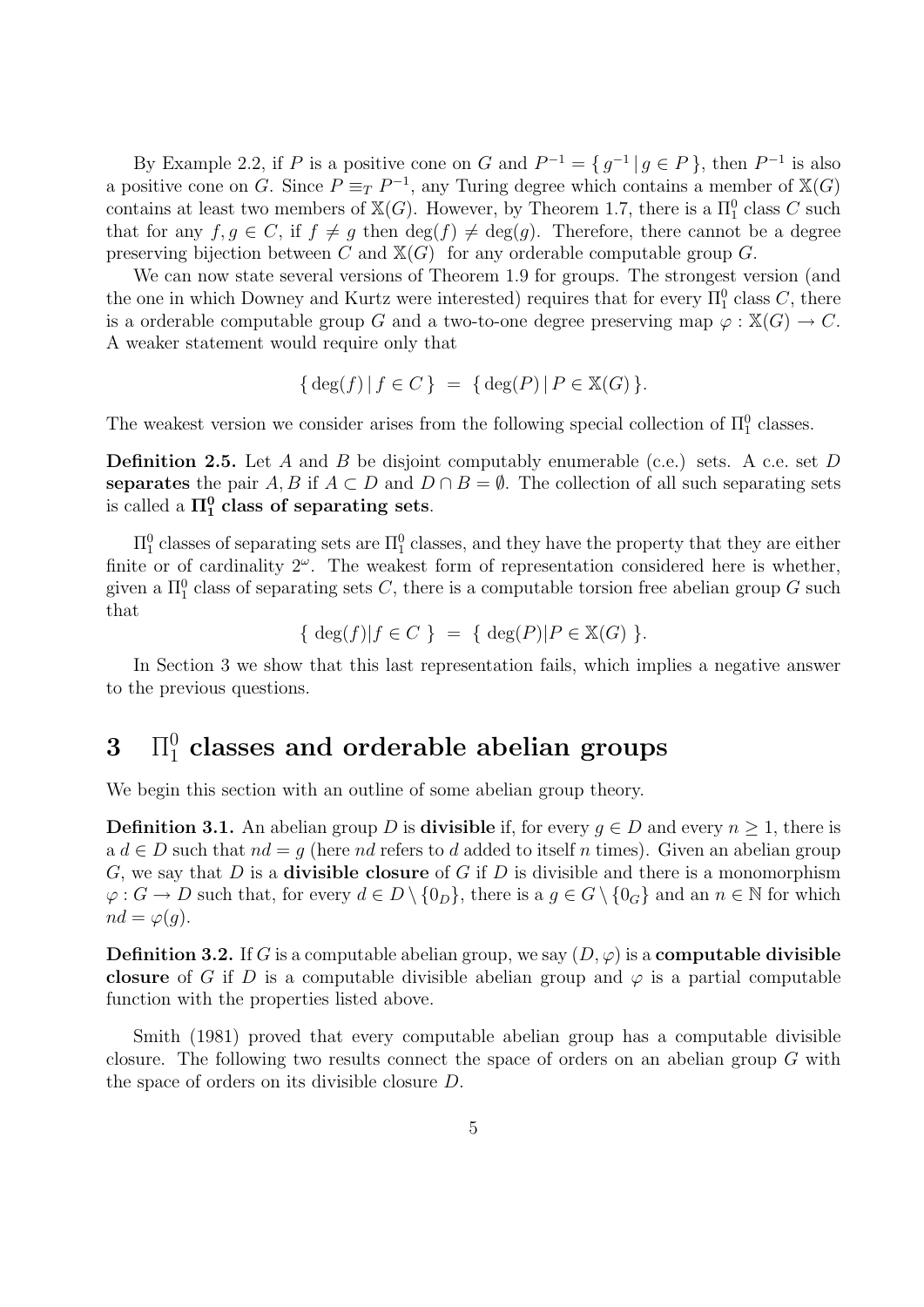By Example 2.2, if $P$ is a positive cone on $G$ and $P^{-1} = \{ g^{-1} \mid g \in P \}$, then $P^{-1}$ is also a positive cone on $G$. Since $P \equiv_T P^{-1}$, any Turing degree which contains a member of $\mathbb{X}(G)$ contains at least two members of $\mathbb{X}(G)$. However, by Theorem 1.7, there is a $\Pi^0_1$ class $C$ such that for any $f, g \in C$, if $f \neq g$ then $\deg(f) \neq \deg(g)$. Therefore, there cannot be a degree preserving bijection between $C$ and $\mathbb{X}(G)$ for any orderable computable group $G$.

We can now state several versions of Theorem 1.9 for groups. The strongest version (and the one in which Downey and Kurtz were interested) requires that for every $\Pi^0_1$ class $C$, there is a orderable computable group $G$ and a two-to-one degree preserving map $\varphi : \mathbb{X}(G) \to C$. A weaker statement would require only that

$$\{ \deg(f) \mid f \in C \} \;=\; \{ \deg(P) \mid P \in \mathbb{X}(G) \}.$$

The weakest version we consider arises from the following special collection of $\Pi^0_1$ classes.

**Definition 2.5.** Let $A$ and $B$ be disjoint computably enumerable (c.e.) sets. A c.e. set $D$ **separates** the pair $A, B$ if $A \subset D$ and $D \cap B = \emptyset$. The collection of all such separating sets is called a $\mathbf{\Pi^0_1}$ **class of separating sets**.

$\Pi^0_1$ classes of separating sets are $\Pi^0_1$ classes, and they have the property that they are either finite or of cardinality $2^\omega$. The weakest form of representation considered here is whether, given a $\Pi^0_1$ class of separating sets $C$, there is a computable torsion free abelian group $G$ such that

$$\{ \deg(f) | f \in C \} \;=\; \{ \deg(P) | P \in \mathbb{X}(G) \}.$$

In Section 3 we show that this last representation fails, which implies a negative answer to the previous questions.

# 3 $\Pi^0_1$ classes and orderable abelian groups

We begin this section with an outline of some abelian group theory.

**Definition 3.1.** An abelian group $D$ is **divisible** if, for every $g \in D$ and every $n \geq 1$, there is a $d \in D$ such that $nd = g$ (here $nd$ refers to $d$ added to itself $n$ times). Given an abelian group $G$, we say that $D$ is a **divisible closure** of $G$ if $D$ is divisible and there is a monomorphism $\varphi : G \to D$ such that, for every $d \in D \setminus \{0_D\}$, there is a $g \in G \setminus \{0_G\}$ and an $n \in \mathbb{N}$ for which $nd = \varphi(g)$.

**Definition 3.2.** If $G$ is a computable abelian group, we say $(D, \varphi)$ is a **computable divisible closure** of $G$ if $D$ is a computable divisible abelian group and $\varphi$ is a partial computable function with the properties listed above.

Smith (1981) proved that every computable abelian group has a computable divisible closure. The following two results connect the space of orders on an abelian group $G$ with the space of orders on its divisible closure $D$.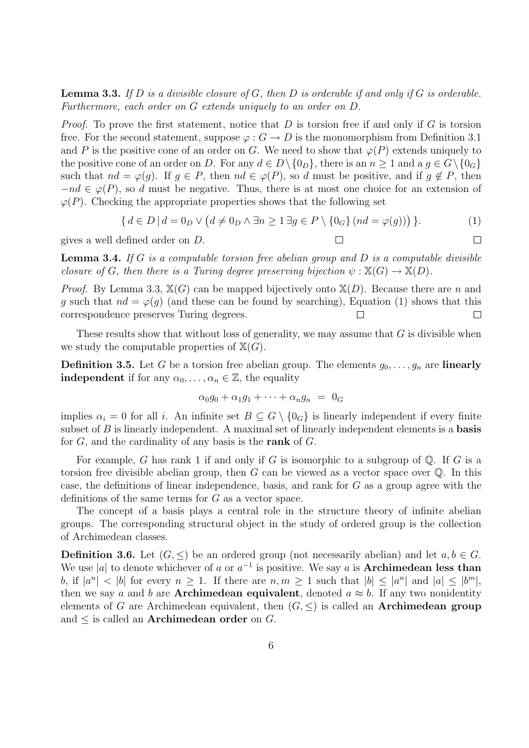**Lemma 3.3.** *If $D$ is a divisible closure of $G$, then $D$ is orderable if and only if $G$ is orderable. Furthermore, each order on $G$ extends uniquely to an order on $D$.*

*Proof.* To prove the first statement, notice that $D$ is torsion free if and only if $G$ is torsion free. For the second statement, suppose $\varphi : G \to D$ is the monomorphism from Definition 3.1 and $P$ is the positive cone of an order on $G$. We need to show that $\varphi(P)$ extends uniquely to the positive cone of an order on $D$. For any $d \in D \setminus \{0_D\}$, there is an $n \geq 1$ and a $g \in G \setminus \{0_G\}$ such that $nd = \varphi(g)$. If $g \in P$, then $nd \in \varphi(P)$, so $d$ must be positive, and if $g \notin P$, then $-nd \in \varphi(P)$, so $d$ must be negative. Thus, there is at most one choice for an extension of $\varphi(P)$. Checking the appropriate properties shows that the following set

$$\{ d \in D \mid d = 0_D \vee \big(d \neq 0_D \wedge \exists n \geq 1 \, \exists g \in P \setminus \{0_G\} \, (nd = \varphi(g))\big) \}. \tag{1}$$

gives a well defined order on $D$. □ □

**Lemma 3.4.** *If $G$ is a computable torsion free abelian group and $D$ is a computable divisible closure of $G$, then there is a Turing degree preserving bijection $\psi : \mathbb{X}(G) \to \mathbb{X}(D)$.*

*Proof.* By Lemma 3.3, $\mathbb{X}(G)$ can be mapped bijectively onto $\mathbb{X}(D)$. Because there are $n$ and $g$ such that $nd = \varphi(g)$ (and these can be found by searching), Equation (1) shows that this correspondence preserves Turing degrees. □ □

These results show that without loss of generality, we may assume that $G$ is divisible when we study the computable properties of $\mathbb{X}(G)$.

**Definition 3.5.** Let $G$ be a torsion free abelian group. The elements $g_0, \ldots, g_n$ are **linearly independent** if for any $\alpha_0, \ldots, \alpha_n \in \mathbb{Z}$, the equality

$$\alpha_0 g_0 + \alpha_1 g_1 + \cdots + \alpha_n g_n \; = \; 0_G$$

implies $\alpha_i = 0$ for all $i$. An infinite set $B \subseteq G \setminus \{0_G\}$ is linearly independent if every finite subset of $B$ is linearly independent. A maximal set of linearly independent elements is a **basis** for $G$, and the cardinality of any basis is the **rank** of $G$.

For example, $G$ has rank 1 if and only if $G$ is isomorphic to a subgroup of $\mathbb{Q}$. If $G$ is a torsion free divisible abelian group, then $G$ can be viewed as a vector space over $\mathbb{Q}$. In this case, the definitions of linear independence, basis, and rank for $G$ as a group agree with the definitions of the same terms for $G$ as a vector space.

The concept of a basis plays a central role in the structure theory of infinite abelian groups. The corresponding structural object in the study of ordered group is the collection of Archimedean classes.

**Definition 3.6.** Let $(G, \leq)$ be an ordered group (not necessarily abelian) and let $a, b \in G$. We use $|a|$ to denote whichever of $a$ or $a^{-1}$ is positive. We say $a$ is **Archimedean less than** $b$, if $|a^n| < |b|$ for every $n \geq 1$. If there are $n, m \geq 1$ such that $|b| \leq |a^n|$ and $|a| \leq |b^m|$, then we say $a$ and $b$ are **Archimedean equivalent**, denoted $a \approx b$. If any two nonidentity elements of $G$ are Archimedean equivalent, then $(G, \leq)$ is called an **Archimedean group** and $\leq$ is called an **Archimedean order** on $G$.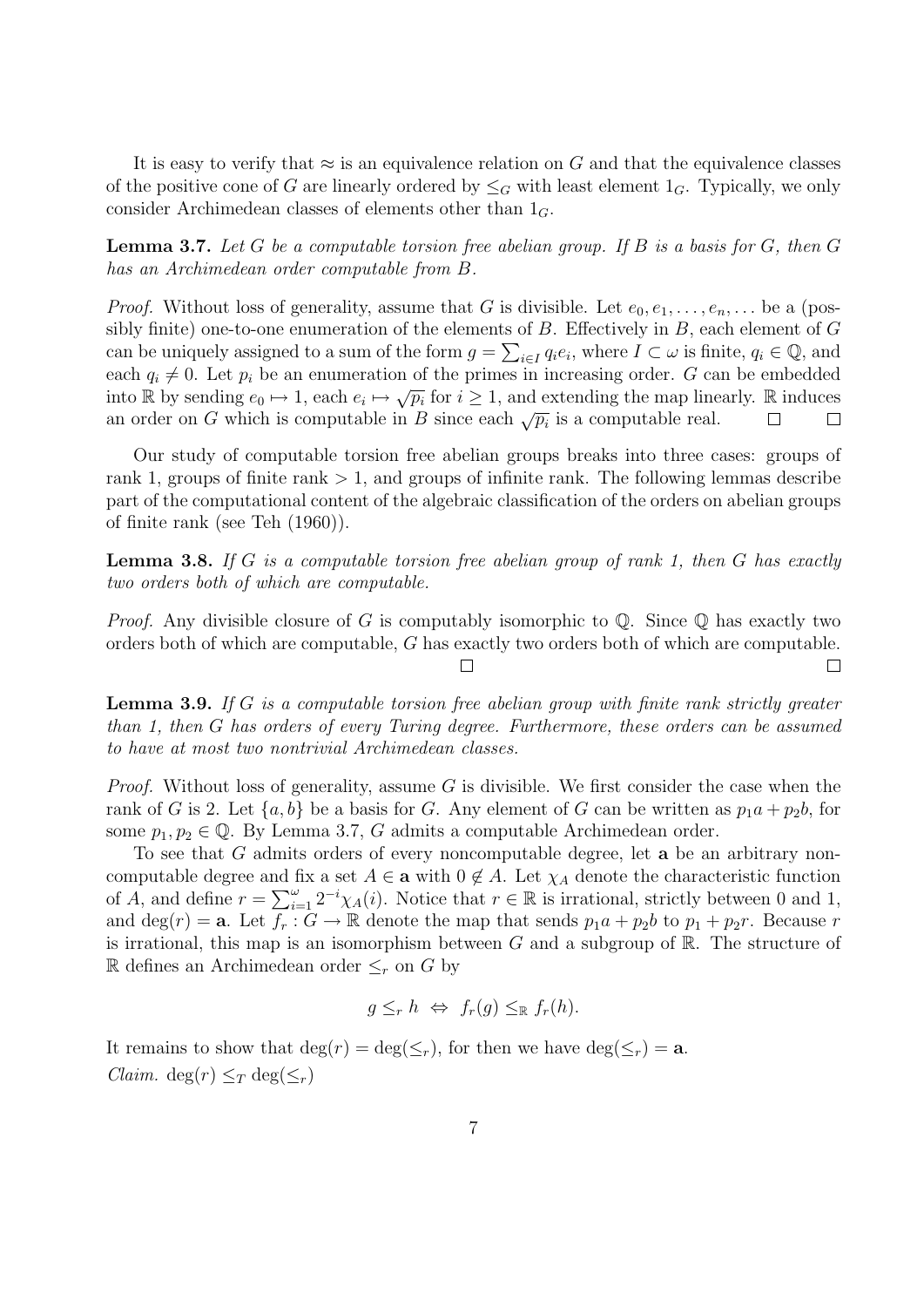It is easy to verify that $\approx$ is an equivalence relation on $G$ and that the equivalence classes of the positive cone of $G$ are linearly ordered by $\leq_G$ with least element $1_G$. Typically, we only consider Archimedean classes of elements other than $1_G$.

**Lemma 3.7.** *Let $G$ be a computable torsion free abelian group. If $B$ is a basis for $G$, then $G$ has an Archimedean order computable from $B$.*

*Proof.* Without loss of generality, assume that $G$ is divisible. Let $e_0, e_1, \ldots, e_n, \ldots$ be a (possibly finite) one-to-one enumeration of the elements of $B$. Effectively in $B$, each element of $G$ can be uniquely assigned to a sum of the form $g = \sum_{i \in I} q_i e_i$, where $I \subset \omega$ is finite, $q_i \in \mathbb{Q}$, and each $q_i \neq 0$. Let $p_i$ be an enumeration of the primes in increasing order. $G$ can be embedded into $\mathbb{R}$ by sending $e_0 \mapsto 1$, each $e_i \mapsto \sqrt{p_i}$ for $i \geq 1$, and extending the map linearly. $\mathbb{R}$ induces an order on $G$ which is computable in $B$ since each $\sqrt{p_i}$ is a computable real. □ □

Our study of computable torsion free abelian groups breaks into three cases: groups of rank 1, groups of finite rank $> 1$, and groups of infinite rank. The following lemmas describe part of the computational content of the algebraic classification of the orders on abelian groups of finite rank (see Teh (1960)).

**Lemma 3.8.** *If $G$ is a computable torsion free abelian group of rank 1, then $G$ has exactly two orders both of which are computable.*

*Proof.* Any divisible closure of $G$ is computably isomorphic to $\mathbb{Q}$. Since $\mathbb{Q}$ has exactly two orders both of which are computable, $G$ has exactly two orders both of which are computable. □ □

**Lemma 3.9.** *If $G$ is a computable torsion free abelian group with finite rank strictly greater than 1, then $G$ has orders of every Turing degree. Furthermore, these orders can be assumed to have at most two nontrivial Archimedean classes.*

*Proof.* Without loss of generality, assume $G$ is divisible. We first consider the case when the rank of $G$ is 2. Let $\{a, b\}$ be a basis for $G$. Any element of $G$ can be written as $p_1 a + p_2 b$, for some $p_1, p_2 \in \mathbb{Q}$. By Lemma 3.7, $G$ admits a computable Archimedean order.

To see that $G$ admits orders of every noncomputable degree, let $\mathbf{a}$ be an arbitrary noncomputable degree and fix a set $A \in \mathbf{a}$ with $0 \notin A$. Let $\chi_A$ denote the characteristic function of $A$, and define $r = \sum_{i=1}^{\omega} 2^{-i} \chi_A(i)$. Notice that $r \in \mathbb{R}$ is irrational, strictly between 0 and 1, and $\deg(r) = \mathbf{a}$. Let $f_r : G \to \mathbb{R}$ denote the map that sends $p_1 a + p_2 b$ to $p_1 + p_2 r$. Because $r$ is irrational, this map is an isomorphism between $G$ and a subgroup of $\mathbb{R}$. The structure of $\mathbb{R}$ defines an Archimedean order $\leq_r$ on $G$ by

$$g \leq_r h \iff f_r(g) \leq_{\mathbb{R}} f_r(h).$$

It remains to show that $\deg(r) = \deg(\leq_r)$, for then we have $\deg(\leq_r) = \mathbf{a}$.

*Claim.* $\deg(r) \leq_T \deg(\leq_r)$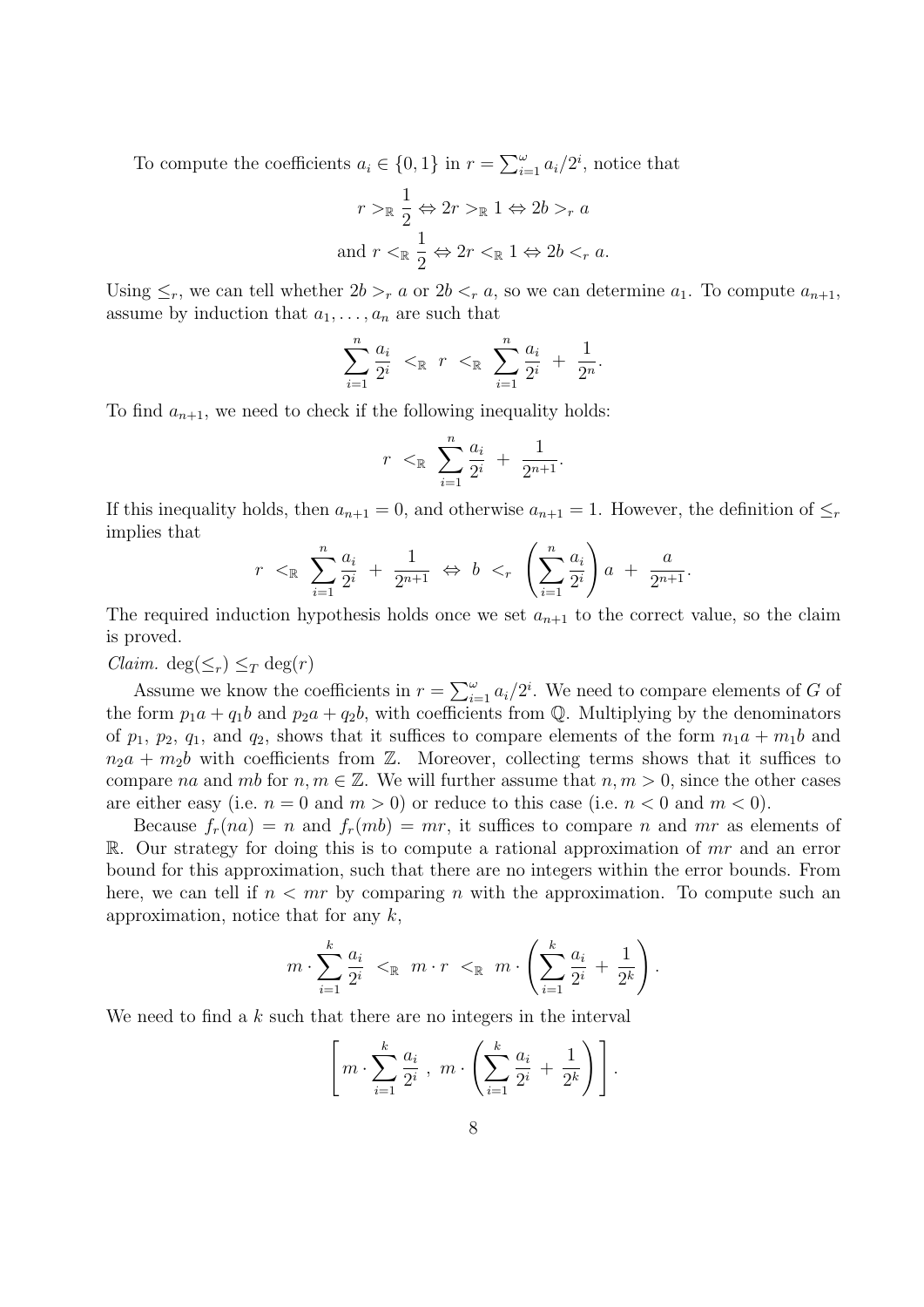To compute the coefficients $a_i \in \{0, 1\}$ in $r = \sum_{i=1}^{\omega} a_i/2^i$, notice that

$$r >_{\mathbb{R}} \frac{1}{2} \Leftrightarrow 2r >_{\mathbb{R}} 1 \Leftrightarrow 2b >_r a$$
$$\text{and } r <_{\mathbb{R}} \frac{1}{2} \Leftrightarrow 2r <_{\mathbb{R}} 1 \Leftrightarrow 2b <_r a.$$

Using $\leq_r$, we can tell whether $2b >_r a$ or $2b <_r a$, so we can determine $a_1$. To compute $a_{n+1}$, assume by induction that $a_1, \ldots, a_n$ are such that

$$\sum_{i=1}^{n} \frac{a_i}{2^i} \;<_{\mathbb{R}}\; r \;<_{\mathbb{R}}\; \sum_{i=1}^{n} \frac{a_i}{2^i} \;+\; \frac{1}{2^n}.$$

To find $a_{n+1}$, we need to check if the following inequality holds:

$$r \;<_{\mathbb{R}}\; \sum_{i=1}^{n} \frac{a_i}{2^i} \;+\; \frac{1}{2^{n+1}}.$$

If this inequality holds, then $a_{n+1} = 0$, and otherwise $a_{n+1} = 1$. However, the definition of $\leq_r$ implies that

$$r \;<_{\mathbb{R}}\; \sum_{i=1}^{n} \frac{a_i}{2^i} \;+\; \frac{1}{2^{n+1}} \;\Leftrightarrow\; b \;<_r\; \left( \sum_{i=1}^{n} \frac{a_i}{2^i} \right) a \;+\; \frac{a}{2^{n+1}}.$$

The required induction hypothesis holds once we set $a_{n+1}$ to the correct value, so the claim is proved.

*Claim.* $\deg(\leq_r) \leq_T \deg(r)$

Assume we know the coefficients in $r = \sum_{i=1}^{\omega} a_i/2^i$. We need to compare elements of $G$ of the form $p_1 a + q_1 b$ and $p_2 a + q_2 b$, with coefficients from $\mathbb{Q}$. Multiplying by the denominators of $p_1$, $p_2$, $q_1$, and $q_2$, shows that it suffices to compare elements of the form $n_1 a + m_1 b$ and $n_2 a + m_2 b$ with coefficients from $\mathbb{Z}$. Moreover, collecting terms shows that it suffices to compare $na$ and $mb$ for $n, m \in \mathbb{Z}$. We will further assume that $n, m > 0$, since the other cases are either easy (i.e. $n = 0$ and $m > 0$) or reduce to this case (i.e. $n < 0$ and $m < 0$).

Because $f_r(na) = n$ and $f_r(mb) = mr$, it suffices to compare $n$ and $mr$ as elements of $\mathbb{R}$. Our strategy for doing this is to compute a rational approximation of $mr$ and an error bound for this approximation, such that there are no integers within the error bounds. From here, we can tell if $n < mr$ by comparing $n$ with the approximation. To compute such an approximation, notice that for any $k$,

$$m \cdot \sum_{i=1}^{k} \frac{a_i}{2^i} \;<_{\mathbb{R}}\; m \cdot r \;<_{\mathbb{R}}\; m \cdot \left( \sum_{i=1}^{k} \frac{a_i}{2^i} \;+\; \frac{1}{2^k} \right).$$

We need to find a $k$ such that there are no integers in the interval

$$\left[ \, m \cdot \sum_{i=1}^{k} \frac{a_i}{2^i} \;,\; m \cdot \left( \sum_{i=1}^{k} \frac{a_i}{2^i} \;+\; \frac{1}{2^k} \right) \right].$$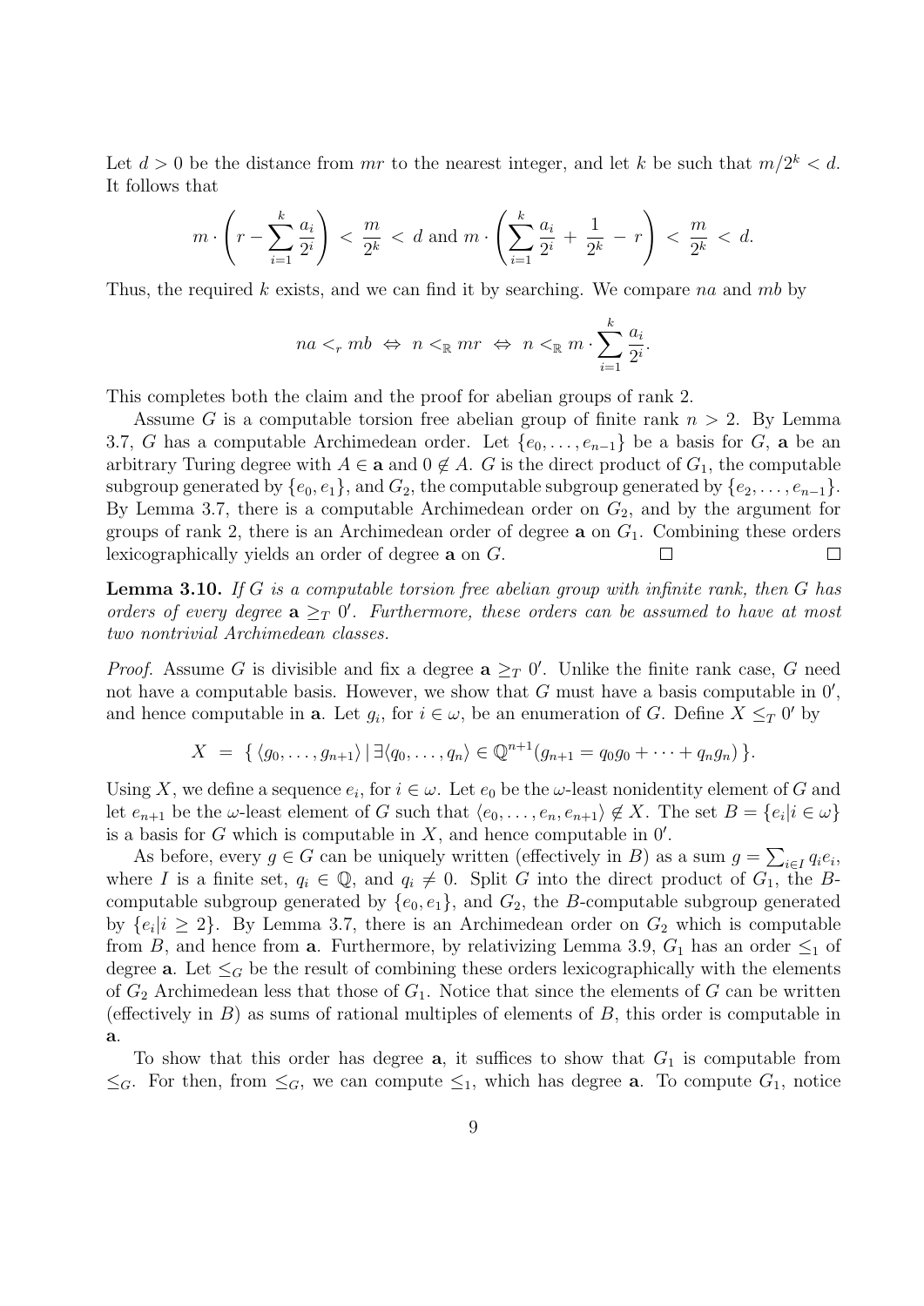Let $d > 0$ be the distance from $mr$ to the nearest integer, and let $k$ be such that $m/2^k < d$. It follows that

$$m \cdot \left( r - \sum_{i=1}^{k} \frac{a_i}{2^i} \right) \; < \; \frac{m}{2^k} \; < \; d \text{ and } m \cdot \left( \sum_{i=1}^{k} \frac{a_i}{2^i} \; + \; \frac{1}{2^k} \; - \; r \right) \; < \; \frac{m}{2^k} \; < \; d.$$

Thus, the required $k$ exists, and we can find it by searching. We compare $na$ and $mb$ by

$$na <_r mb \; \Leftrightarrow \; n <_{\mathbb{R}} mr \; \Leftrightarrow \; n <_{\mathbb{R}} m \cdot \sum_{i=1}^{k} \frac{a_i}{2^i}.$$

This completes both the claim and the proof for abelian groups of rank 2.

Assume $G$ is a computable torsion free abelian group of finite rank $n > 2$. By Lemma 3.7, $G$ has a computable Archimedean order. Let $\{e_0, \ldots, e_{n-1}\}$ be a basis for $G$, $\mathbf{a}$ be an arbitrary Turing degree with $A \in \mathbf{a}$ and $0 \notin A$. $G$ is the direct product of $G_1$, the computable subgroup generated by $\{e_0, e_1\}$, and $G_2$, the computable subgroup generated by $\{e_2, \ldots, e_{n-1}\}$. By Lemma 3.7, there is a computable Archimedean order on $G_2$, and by the argument for groups of rank 2, there is an Archimedean order of degree $\mathbf{a}$ on $G_1$. Combining these orders lexicographically yields an order of degree $\mathbf{a}$ on $G$. □ □

**Lemma 3.10.** *If $G$ is a computable torsion free abelian group with infinite rank, then $G$ has orders of every degree $\mathbf{a} \geq_T 0'$. Furthermore, these orders can be assumed to have at most two nontrivial Archimedean classes.*

*Proof.* Assume $G$ is divisible and fix a degree $\mathbf{a} \geq_T 0'$. Unlike the finite rank case, $G$ need not have a computable basis. However, we show that $G$ must have a basis computable in $0'$, and hence computable in $\mathbf{a}$. Let $g_i$, for $i \in \omega$, be an enumeration of $G$. Define $X \leq_T 0'$ by

$$X \;=\; \{\, \langle g_0, \ldots, g_{n+1} \rangle \,|\, \exists \langle q_0, \ldots, q_n \rangle \in \mathbb{Q}^{n+1} (g_{n+1} = q_0 g_0 + \cdots + q_n g_n) \,\}.$$

Using $X$, we define a sequence $e_i$, for $i \in \omega$. Let $e_0$ be the $\omega$-least nonidentity element of $G$ and let $e_{n+1}$ be the $\omega$-least element of $G$ such that $\langle e_0, \ldots, e_n, e_{n+1} \rangle \notin X$. The set $B = \{e_i | i \in \omega\}$ is a basis for $G$ which is computable in $X$, and hence computable in $0'$.

As before, every $g \in G$ can be uniquely written (effectively in $B$) as a sum $g = \sum_{i \in I} q_i e_i$, where $I$ is a finite set, $q_i \in \mathbb{Q}$, and $q_i \neq 0$. Split $G$ into the direct product of $G_1$, the $B$-computable subgroup generated by $\{e_0, e_1\}$, and $G_2$, the $B$-computable subgroup generated by $\{e_i | i \geq 2\}$. By Lemma 3.7, there is an Archimedean order on $G_2$ which is computable from $B$, and hence from $\mathbf{a}$. Furthermore, by relativizing Lemma 3.9, $G_1$ has an order $\leq_1$ of degree $\mathbf{a}$. Let $\leq_G$ be the result of combining these orders lexicographically with the elements of $G_2$ Archimedean less that those of $G_1$. Notice that since the elements of $G$ can be written (effectively in $B$) as sums of rational multiples of elements of $B$, this order is computable in $\mathbf{a}$.

To show that this order has degree $\mathbf{a}$, it suffices to show that $G_1$ is computable from $\leq_G$. For then, from $\leq_G$, we can compute $\leq_1$, which has degree $\mathbf{a}$. To compute $G_1$, notice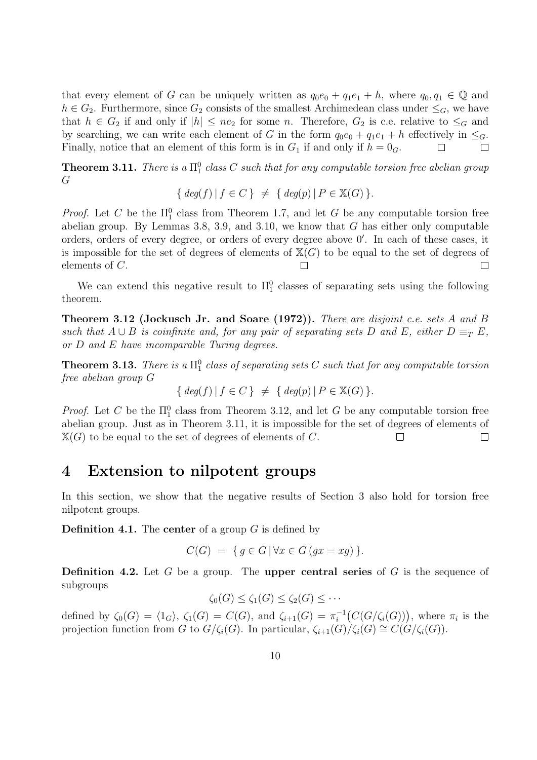that every element of $G$ can be uniquely written as $q_0e_0 + q_1e_1 + h$, where $q_0, q_1 \in \mathbb{Q}$ and $h \in G_2$. Furthermore, since $G_2$ consists of the smallest Archimedean class under $\leq_G$, we have that $h \in G_2$ if and only if $|h| \leq ne_2$ for some $n$. Therefore, $G_2$ is c.e. relative to $\leq_G$ and by searching, we can write each element of $G$ in the form $q_0e_0 + q_1e_1 + h$ effectively in $\leq_G$. Finally, notice that an element of this form is in $G_1$ if and only if $h = 0_G$. □ □

**Theorem 3.11.** *There is a $\Pi^0_1$ class $C$ such that for any computable torsion free abelian group $G$*

$$\{\, deg(f) \mid f \in C \,\} \;\neq\; \{\, deg(p) \mid P \in \mathbb{X}(G) \,\}.$$

*Proof.* Let $C$ be the $\Pi^0_1$ class from Theorem 1.7, and let $G$ be any computable torsion free abelian group. By Lemmas 3.8, 3.9, and 3.10, we know that $G$ has either only computable orders, orders of every degree, or orders of every degree above $0'$. In each of these cases, it is impossible for the set of degrees of elements of $\mathbb{X}(G)$ to be equal to the set of degrees of elements of $C$. □ □

We can extend this negative result to $\Pi^0_1$ classes of separating sets using the following theorem.

**Theorem 3.12 (Jockusch Jr. and Soare (1972)).** *There are disjoint c.e. sets $A$ and $B$ such that $A \cup B$ is coinfinite and, for any pair of separating sets $D$ and $E$, either $D \equiv_T E$, or $D$ and $E$ have incomparable Turing degrees.*

**Theorem 3.13.** *There is a $\Pi^0_1$ class of separating sets $C$ such that for any computable torsion free abelian group $G$*

$$\{\, deg(f) \mid f \in C \,\} \;\neq\; \{\, deg(p) \mid P \in \mathbb{X}(G) \,\}.$$

*Proof.* Let $C$ be the $\Pi^0_1$ class from Theorem 3.12, and let $G$ be any computable torsion free abelian group. Just as in Theorem 3.11, it is impossible for the set of degrees of elements of $\mathbb{X}(G)$ to be equal to the set of degrees of elements of $C$. □ □

# 4 Extension to nilpotent groups

In this section, we show that the negative results of Section 3 also hold for torsion free nilpotent groups.

**Definition 4.1.** The **center** of a group $G$ is defined by

$$C(G) \;=\; \{\, g \in G \mid \forall x \in G\,(gx = xg) \,\}.$$

**Definition 4.2.** Let $G$ be a group. The **upper central series** of $G$ is the sequence of subgroups

$$\zeta_0(G) \leq \zeta_1(G) \leq \zeta_2(G) \leq \cdots$$

defined by $\zeta_0(G) = \langle 1_G \rangle$, $\zeta_1(G) = C(G)$, and $\zeta_{i+1}(G) = \pi_i^{-1}\big(C(G/\zeta_i(G))\big)$, where $\pi_i$ is the projection function from $G$ to $G/\zeta_i(G)$. In particular, $\zeta_{i+1}(G)/\zeta_i(G) \cong C(G/\zeta_i(G))$.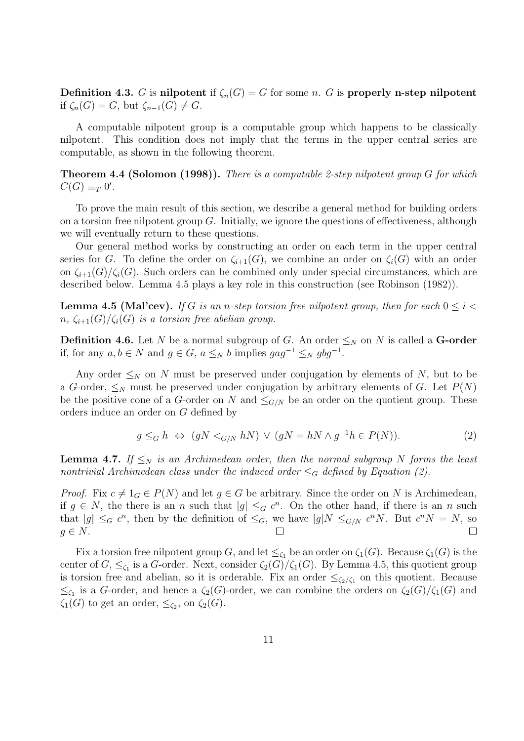**Definition 4.3.** $G$ is **nilpotent** if $\zeta_n(G) = G$ for some $n$. $G$ is **properly n-step nilpotent** if $\zeta_n(G) = G$, but $\zeta_{n-1}(G) \neq G$.

A computable nilpotent group is a computable group which happens to be classically nilpotent. This condition does not imply that the terms in the upper central series are computable, as shown in the following theorem.

**Theorem 4.4 (Solomon (1998)).** *There is a computable 2-step nilpotent group $G$ for which $C(G) \equiv_T 0'$.*

To prove the main result of this section, we describe a general method for building orders on a torsion free nilpotent group $G$. Initially, we ignore the questions of effectiveness, although we will eventually return to these questions.

Our general method works by constructing an order on each term in the upper central series for $G$. To define the order on $\zeta_{i+1}(G)$, we combine an order on $\zeta_i(G)$ with an order on $\zeta_{i+1}(G)/\zeta_i(G)$. Such orders can be combined only under special circumstances, which are described below. Lemma 4.5 plays a key role in this construction (see Robinson (1982)).

**Lemma 4.5 (Mal'cev).** *If $G$ is an n-step torsion free nilpotent group, then for each $0 \leq i < n$, $\zeta_{i+1}(G)/\zeta_i(G)$ is a torsion free abelian group.*

**Definition 4.6.** Let $N$ be a normal subgroup of $G$. An order $\leq_N$ on $N$ is called a **G-order** if, for any $a, b \in N$ and $g \in G$, $a \leq_N b$ implies $gag^{-1} \leq_N gbg^{-1}$.

Any order $\leq_N$ on $N$ must be preserved under conjugation by elements of $N$, but to be a $G$-order, $\leq_N$ must be preserved under conjugation by arbitrary elements of $G$. Let $P(N)$ be the positive cone of a $G$-order on $N$ and $\leq_{G/N}$ be an order on the quotient group. These orders induce an order on $G$ defined by

$$g \leq_G h \;\Leftrightarrow\; (gN <_{G/N} hN) \vee (gN = hN \wedge g^{-1}h \in P(N)). \tag{2}$$

**Lemma 4.7.** *If $\leq_N$ is an Archimedean order, then the normal subgroup $N$ forms the least nontrivial Archimedean class under the induced order $\leq_G$ defined by Equation (2).*

*Proof.* Fix $c \neq 1_G \in P(N)$ and let $g \in G$ be arbitrary. Since the order on $N$ is Archimedean, if $g \in N$, the there is an $n$ such that $|g| \leq_G c^n$. On the other hand, if there is an $n$ such that $|g| \leq_G c^n$, then by the definition of $\leq_G$, we have $|g|N \leq_{G/N} c^n N$. But $c^n N = N$, so $g \in N$. $\square$

Fix a torsion free nilpotent group $G$, and let $\leq_{\zeta_1}$ be an order on $\zeta_1(G)$. Because $\zeta_1(G)$ is the center of $G$, $\leq_{\zeta_1}$ is a $G$-order. Next, consider $\zeta_2(G)/\zeta_1(G)$. By Lemma 4.5, this quotient group is torsion free and abelian, so it is orderable. Fix an order $\leq_{\zeta_2/\zeta_1}$ on this quotient. Because $\leq_{\zeta_1}$ is a $G$-order, and hence a $\zeta_2(G)$-order, we can combine the orders on $\zeta_2(G)/\zeta_1(G)$ and $\zeta_1(G)$ to get an order, $\leq_{\zeta_2}$, on $\zeta_2(G)$.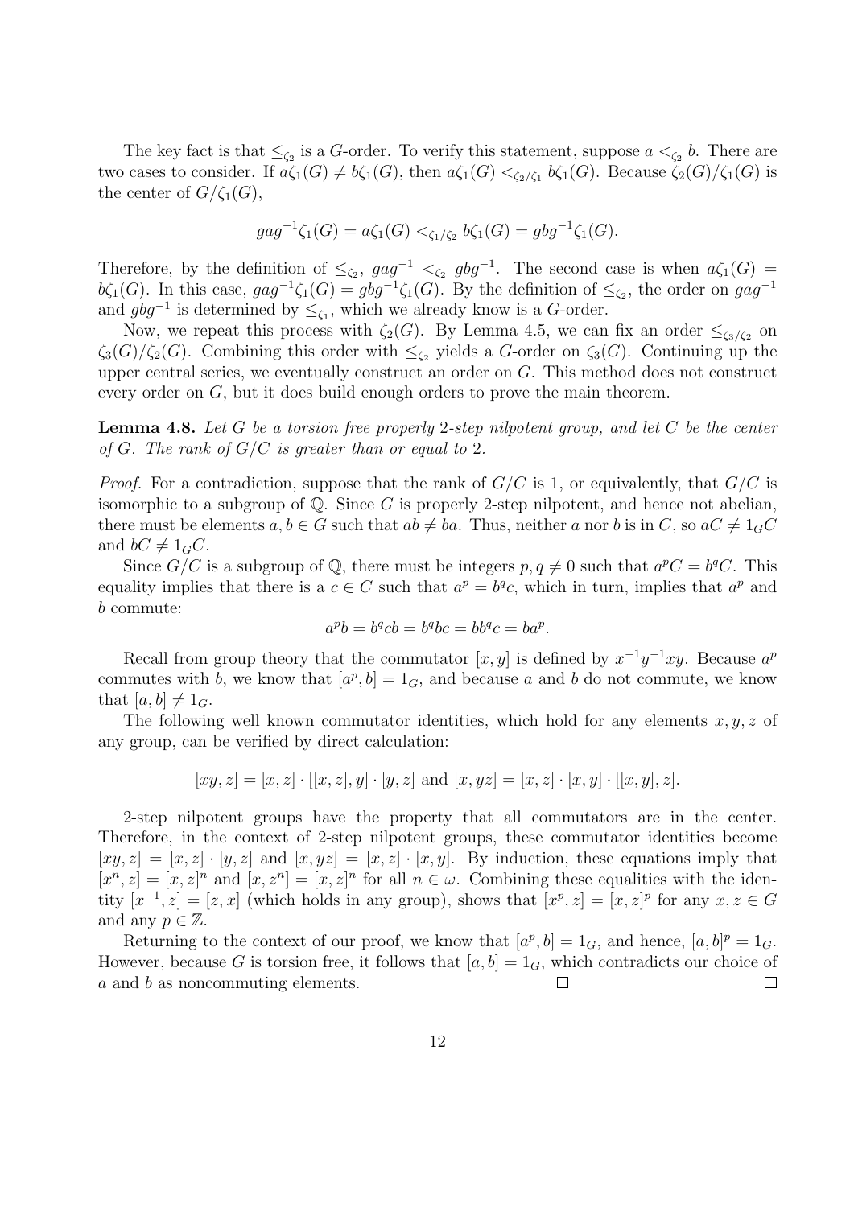The key fact is that $\leq_{\zeta_2}$ is a $G$-order. To verify this statement, suppose $a <_{\zeta_2} b$. There are two cases to consider. If $a\zeta_1(G) \neq b\zeta_1(G)$, then $a\zeta_1(G) <_{\zeta_2/\zeta_1} b\zeta_1(G)$. Because $\zeta_2(G)/\zeta_1(G)$ is the center of $G/\zeta_1(G)$,

$$gag^{-1}\zeta_1(G) = a\zeta_1(G) <_{\zeta_1/\zeta_2} b\zeta_1(G) = gbg^{-1}\zeta_1(G).$$

Therefore, by the definition of $\leq_{\zeta_2}$, $gag^{-1} <_{\zeta_2} gbg^{-1}$. The second case is when $a\zeta_1(G) = b\zeta_1(G)$. In this case, $gag^{-1}\zeta_1(G) = gbg^{-1}\zeta_1(G)$. By the definition of $\leq_{\zeta_2}$, the order on $gag^{-1}$ and $gbg^{-1}$ is determined by $\leq_{\zeta_1}$, which we already know is a $G$-order.

Now, we repeat this process with $\zeta_2(G)$. By Lemma 4.5, we can fix an order $\leq_{\zeta_3/\zeta_2}$ on $\zeta_3(G)/\zeta_2(G)$. Combining this order with $\leq_{\zeta_2}$ yields a $G$-order on $\zeta_3(G)$. Continuing up the upper central series, we eventually construct an order on $G$. This method does not construct every order on $G$, but it does build enough orders to prove the main theorem.

**Lemma 4.8.** *Let $G$ be a torsion free properly 2-step nilpotent group, and let $C$ be the center of $G$. The rank of $G/C$ is greater than or equal to 2.*

*Proof.* For a contradiction, suppose that the rank of $G/C$ is 1, or equivalently, that $G/C$ is isomorphic to a subgroup of $\mathbb{Q}$. Since $G$ is properly 2-step nilpotent, and hence not abelian, there must be elements $a, b \in G$ such that $ab \neq ba$. Thus, neither $a$ nor $b$ is in $C$, so $aC \neq 1_G C$ and $bC \neq 1_G C$.

Since $G/C$ is a subgroup of $\mathbb{Q}$, there must be integers $p, q \neq 0$ such that $a^p C = b^q C$. This equality implies that there is a $c \in C$ such that $a^p = b^q c$, which in turn, implies that $a^p$ and $b$ commute:

$$a^p b = b^q cb = b^q bc = bb^q c = ba^p.$$

Recall from group theory that the commutator $[x, y]$ is defined by $x^{-1}y^{-1}xy$. Because $a^p$ commutes with $b$, we know that $[a^p, b] = 1_G$, and because $a$ and $b$ do not commute, we know that $[a, b] \neq 1_G$.

The following well known commutator identities, which hold for any elements $x, y, z$ of any group, can be verified by direct calculation:

$$[xy, z] = [x, z] \cdot [[x, z], y] \cdot [y, z] \text{ and } [x, yz] = [x, z] \cdot [x, y] \cdot [[x, y], z].$$

2-step nilpotent groups have the property that all commutators are in the center. Therefore, in the context of 2-step nilpotent groups, these commutator identities become $[xy, z] = [x, z] \cdot [y, z]$ and $[x, yz] = [x, z] \cdot [x, y]$. By induction, these equations imply that $[x^n, z] = [x, z]^n$ and $[x, z^n] = [x, z]^n$ for all $n \in \omega$. Combining these equalities with the identity $[x^{-1}, z] = [z, x]$ (which holds in any group), shows that $[x^p, z] = [x, z]^p$ for any $x, z \in G$ and any $p \in \mathbb{Z}$.

Returning to the context of our proof, we know that $[a^p, b] = 1_G$, and hence, $[a, b]^p = 1_G$. However, because $G$ is torsion free, it follows that $[a, b] = 1_G$, which contradicts our choice of $a$ and $b$ as noncommuting elements. □ □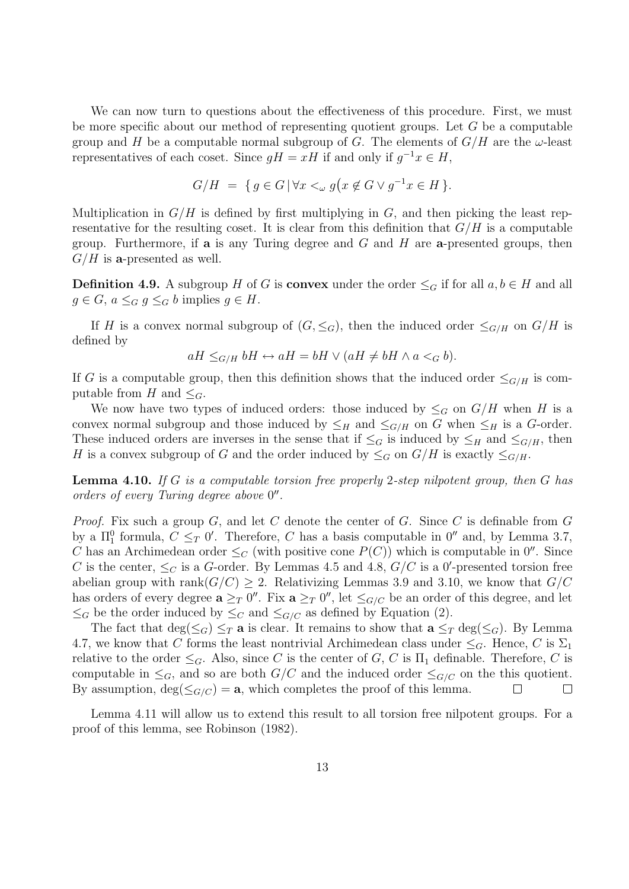We can now turn to questions about the effectiveness of this procedure. First, we must be more specific about our method of representing quotient groups. Let $G$ be a computable group and $H$ be a computable normal subgroup of $G$. The elements of $G/H$ are the $\omega$-least representatives of each coset. Since $gH = xH$ if and only if $g^{-1}x \in H$,

$$G/H \;=\; \{\, g \in G \,|\, \forall x <_\omega g\big(x \notin G \vee g^{-1}x \in H\,\}.$$

Multiplication in $G/H$ is defined by first multiplying in $G$, and then picking the least representative for the resulting coset. It is clear from this definition that $G/H$ is a computable group. Furthermore, if $\mathbf{a}$ is any Turing degree and $G$ and $H$ are $\mathbf{a}$-presented groups, then $G/H$ is $\mathbf{a}$-presented as well.

**Definition 4.9.** A subgroup $H$ of $G$ is **convex** under the order $\leq_G$ if for all $a, b \in H$ and all $g \in G$, $a \leq_G g \leq_G b$ implies $g \in H$.

If $H$ is a convex normal subgroup of $(G, \leq_G)$, then the induced order $\leq_{G/H}$ on $G/H$ is defined by

$$aH \leq_{G/H} bH \leftrightarrow aH = bH \vee (aH \neq bH \wedge a <_G b).$$

If $G$ is a computable group, then this definition shows that the induced order $\leq_{G/H}$ is computable from $H$ and $\leq_G$.

We now have two types of induced orders: those induced by $\leq_G$ on $G/H$ when $H$ is a convex normal subgroup and those induced by $\leq_H$ and $\leq_{G/H}$ on $G$ when $\leq_H$ is a $G$-order. These induced orders are inverses in the sense that if $\leq_G$ is induced by $\leq_H$ and $\leq_{G/H}$, then $H$ is a convex subgroup of $G$ and the order induced by $\leq_G$ on $G/H$ is exactly $\leq_{G/H}$.

**Lemma 4.10.** *If $G$ is a computable torsion free properly 2-step nilpotent group, then $G$ has orders of every Turing degree above $0''$.*

*Proof.* Fix such a group $G$, and let $C$ denote the center of $G$. Since $C$ is definable from $G$ by a $\Pi^0_1$ formula, $C \leq_T 0'$. Therefore, $C$ has a basis computable in $0''$ and, by Lemma 3.7, $C$ has an Archimedean order $\leq_C$ (with positive cone $P(C)$) which is computable in $0''$. Since $C$ is the center, $\leq_C$ is a $G$-order. By Lemmas 4.5 and 4.8, $G/C$ is a $0'$-presented torsion free abelian group with $\text{rank}(G/C) \geq 2$. Relativizing Lemmas 3.9 and 3.10, we know that $G/C$ has orders of every degree $\mathbf{a} \geq_T 0''$. Fix $\mathbf{a} \geq_T 0''$, let $\leq_{G/C}$ be an order of this degree, and let $\leq_G$ be the order induced by $\leq_C$ and $\leq_{G/C}$ as defined by Equation (2).

The fact that $\deg(\leq_G) \leq_T \mathbf{a}$ is clear. It remains to show that $\mathbf{a} \leq_T \deg(\leq_G)$. By Lemma 4.7, we know that $C$ forms the least nontrivial Archimedean class under $\leq_G$. Hence, $C$ is $\Sigma_1$ relative to the order $\leq_G$. Also, since $C$ is the center of $G$, $C$ is $\Pi_1$ definable. Therefore, $C$ is computable in $\leq_G$, and so are both $G/C$ and the induced order $\leq_{G/C}$ on the this quotient. By assumption, $\deg(\leq_{G/C}) = \mathbf{a}$, which completes the proof of this lemma. $\square$ $\square$

Lemma 4.11 will allow us to extend this result to all torsion free nilpotent groups. For a proof of this lemma, see Robinson (1982).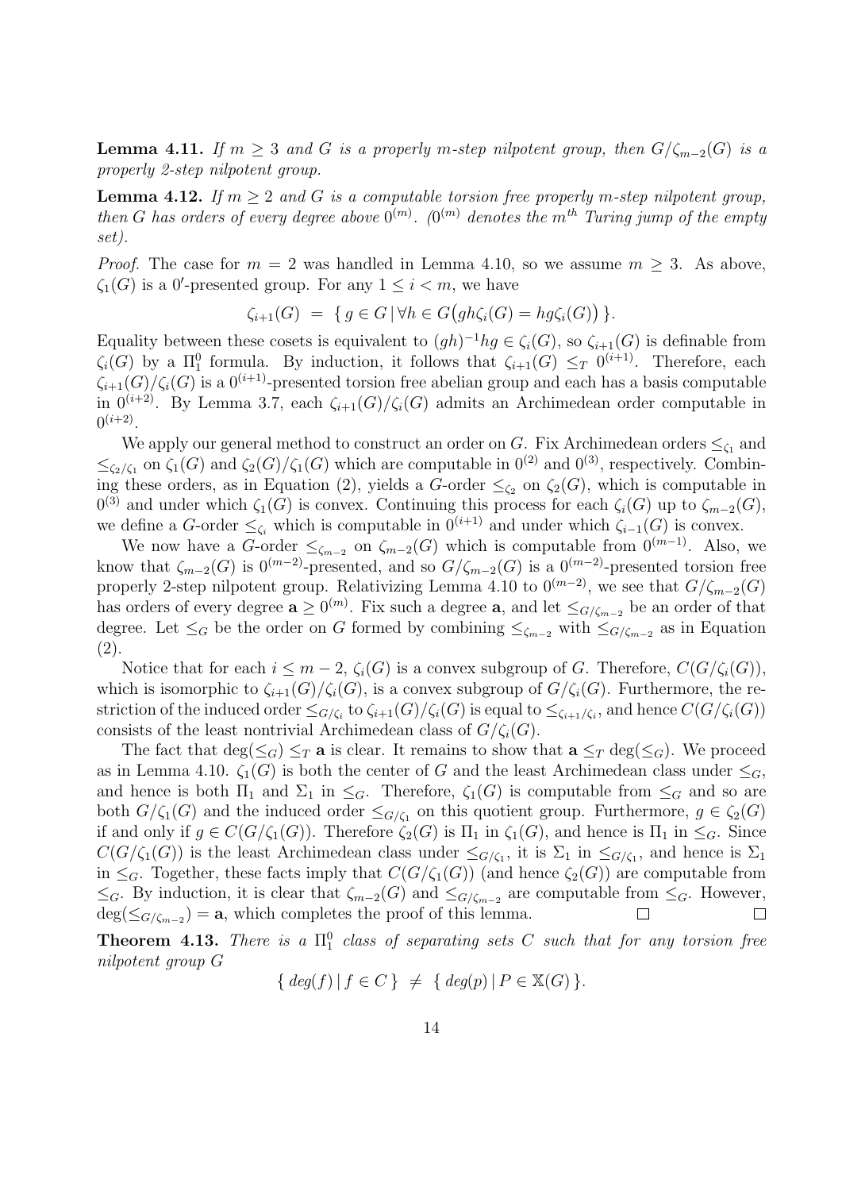**Lemma 4.11.** *If $m \geq 3$ and $G$ is a properly $m$-step nilpotent group, then $G/\zeta_{m-2}(G)$ is a properly 2-step nilpotent group.*

**Lemma 4.12.** *If $m \geq 2$ and $G$ is a computable torsion free properly $m$-step nilpotent group, then $G$ has orders of every degree above $0^{(m)}$. ($0^{(m)}$ denotes the $m^{th}$ Turing jump of the empty set).*

*Proof.* The case for $m = 2$ was handled in Lemma 4.10, so we assume $m \geq 3$. As above, $\zeta_1(G)$ is a $0'$-presented group. For any $1 \leq i < m$, we have

$$\zeta_{i+1}(G) \;=\; \{\, g \in G \,|\, \forall h \in G\big(gh\zeta_i(G) = hg\zeta_i(G)\big)\,\}.$$

Equality between these cosets is equivalent to $(gh)^{-1}hg \in \zeta_i(G)$, so $\zeta_{i+1}(G)$ is definable from $\zeta_i(G)$ by a $\Pi^0_1$ formula. By induction, it follows that $\zeta_{i+1}(G) \leq_T 0^{(i+1)}$. Therefore, each $\zeta_{i+1}(G)/\zeta_i(G)$ is a $0^{(i+1)}$-presented torsion free abelian group and each has a basis computable in $0^{(i+2)}$. By Lemma 3.7, each $\zeta_{i+1}(G)/\zeta_i(G)$ admits an Archimedean order computable in $0^{(i+2)}$.

We apply our general method to construct an order on $G$. Fix Archimedean orders $\leq_{\zeta_1}$ and $\leq_{\zeta_2/\zeta_1}$ on $\zeta_1(G)$ and $\zeta_2(G)/\zeta_1(G)$ which are computable in $0^{(2)}$ and $0^{(3)}$, respectively. Combining these orders, as in Equation (2), yields a $G$-order $\leq_{\zeta_2}$ on $\zeta_2(G)$, which is computable in $0^{(3)}$ and under which $\zeta_1(G)$ is convex. Continuing this process for each $\zeta_i(G)$ up to $\zeta_{m-2}(G)$, we define a $G$-order $\leq_{\zeta_i}$ which is computable in $0^{(i+1)}$ and under which $\zeta_{i-1}(G)$ is convex.

We now have a $G$-order $\leq_{\zeta_{m-2}}$ on $\zeta_{m-2}(G)$ which is computable from $0^{(m-1)}$. Also, we know that $\zeta_{m-2}(G)$ is $0^{(m-2)}$-presented, and so $G/\zeta_{m-2}(G)$ is a $0^{(m-2)}$-presented torsion free properly 2-step nilpotent group. Relativizing Lemma 4.10 to $0^{(m-2)}$, we see that $G/\zeta_{m-2}(G)$ has orders of every degree $\mathbf{a} \geq 0^{(m)}$. Fix such a degree $\mathbf{a}$, and let $\leq_{G/\zeta_{m-2}}$ be an order of that degree. Let $\leq_G$ be the order on $G$ formed by combining $\leq_{\zeta_{m-2}}$ with $\leq_{G/\zeta_{m-2}}$ as in Equation (2).

Notice that for each $i \leq m-2$, $\zeta_i(G)$ is a convex subgroup of $G$. Therefore, $C(G/\zeta_i(G))$, which is isomorphic to $\zeta_{i+1}(G)/\zeta_i(G)$, is a convex subgroup of $G/\zeta_i(G)$. Furthermore, the restriction of the induced order $\leq_{G/\zeta_i}$ to $\zeta_{i+1}(G)/\zeta_i(G)$ is equal to $\leq_{\zeta_{i+1}/\zeta_i}$, and hence $C(G/\zeta_i(G))$ consists of the least nontrivial Archimedean class of $G/\zeta_i(G)$.

The fact that $\deg(\leq_G) \leq_T \mathbf{a}$ is clear. It remains to show that $\mathbf{a} \leq_T \deg(\leq_G)$. We proceed as in Lemma 4.10. $\zeta_1(G)$ is both the center of $G$ and the least Archimedean class under $\leq_G$, and hence is both $\Pi_1$ and $\Sigma_1$ in $\leq_G$. Therefore, $\zeta_1(G)$ is computable from $\leq_G$ and so are both $G/\zeta_1(G)$ and the induced order $\leq_{G/\zeta_1}$ on this quotient group. Furthermore, $g \in \zeta_2(G)$ if and only if $g \in C(G/\zeta_1(G))$. Therefore $\zeta_2(G)$ is $\Pi_1$ in $\zeta_1(G)$, and hence is $\Pi_1$ in $\leq_G$. Since $C(G/\zeta_1(G))$ is the least Archimedean class under $\leq_{G/\zeta_1}$, it is $\Sigma_1$ in $\leq_{G/\zeta_1}$, and hence is $\Sigma_1$ in $\leq_G$. Together, these facts imply that $C(G/\zeta_1(G))$ (and hence $\zeta_2(G)$) are computable from $\leq_G$. By induction, it is clear that $\zeta_{m-2}(G)$ and $\leq_{G/\zeta_{m-2}}$ are computable from $\leq_G$. However, $\deg(\leq_{G/\zeta_{m-2}}) = \mathbf{a}$, which completes the proof of this lemma. □ □

**Theorem 4.13.** *There is a $\Pi^0_1$ class of separating sets $C$ such that for any torsion free nilpotent group $G$*

$$\{\, deg(f) \,|\, f \in C\,\} \;\neq\; \{\, deg(p) \,|\, P \in \mathbb{X}(G)\,\}.$$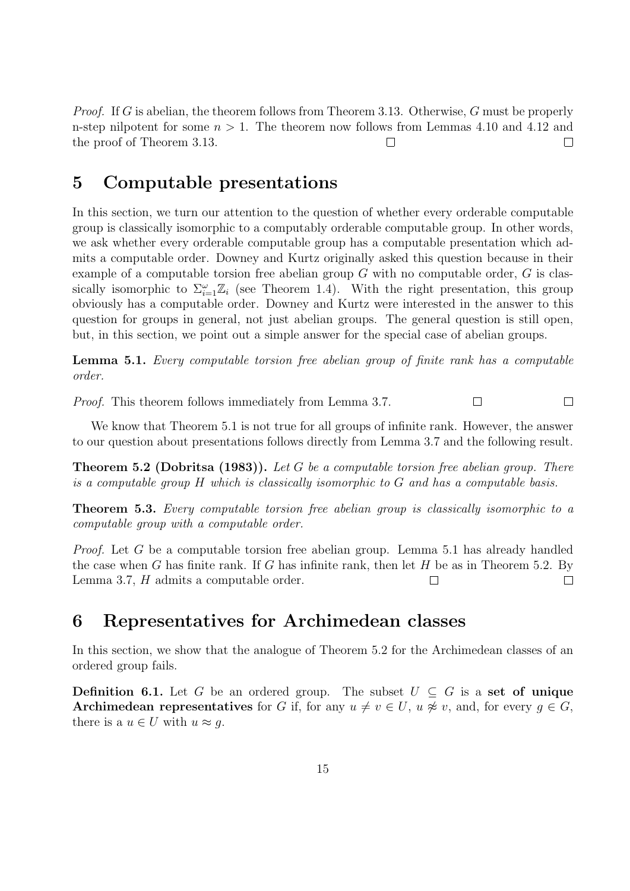*Proof.* If $G$ is abelian, the theorem follows from Theorem 3.13. Otherwise, $G$ must be properly n-step nilpotent for some $n > 1$. The theorem now follows from Lemmas 4.10 and 4.12 and the proof of Theorem 3.13. □ □

## 5 Computable presentations

In this section, we turn our attention to the question of whether every orderable computable group is classically isomorphic to a computably orderable computable group. In other words, we ask whether every orderable computable group has a computable presentation which admits a computable order. Downey and Kurtz originally asked this question because in their example of a computable torsion free abelian group $G$ with no computable order, $G$ is classically isomorphic to $\Sigma_{i=1}^{\omega}\mathbb{Z}_i$ (see Theorem 1.4). With the right presentation, this group obviously has a computable order. Downey and Kurtz were interested in the answer to this question for groups in general, not just abelian groups. The general question is still open, but, in this section, we point out a simple answer for the special case of abelian groups.

**Lemma 5.1.** *Every computable torsion free abelian group of finite rank has a computable order.*

*Proof.* This theorem follows immediately from Lemma 3.7. □ □

We know that Theorem 5.1 is not true for all groups of infinite rank. However, the answer to our question about presentations follows directly from Lemma 3.7 and the following result.

**Theorem 5.2 (Dobritsa (1983)).** *Let $G$ be a computable torsion free abelian group. There is a computable group $H$ which is classically isomorphic to $G$ and has a computable basis.*

**Theorem 5.3.** *Every computable torsion free abelian group is classically isomorphic to a computable group with a computable order.*

*Proof.* Let $G$ be a computable torsion free abelian group. Lemma 5.1 has already handled the case when $G$ has finite rank. If $G$ has infinite rank, then let $H$ be as in Theorem 5.2. By Lemma 3.7, $H$ admits a computable order. □ □

## 6 Representatives for Archimedean classes

In this section, we show that the analogue of Theorem 5.2 for the Archimedean classes of an ordered group fails.

**Definition 6.1.** Let $G$ be an ordered group. The subset $U \subseteq G$ is a **set of unique Archimedean representatives** for $G$ if, for any $u \neq v \in U$, $u \not\approx v$, and, for every $g \in G$, there is a $u \in U$ with $u \approx g$.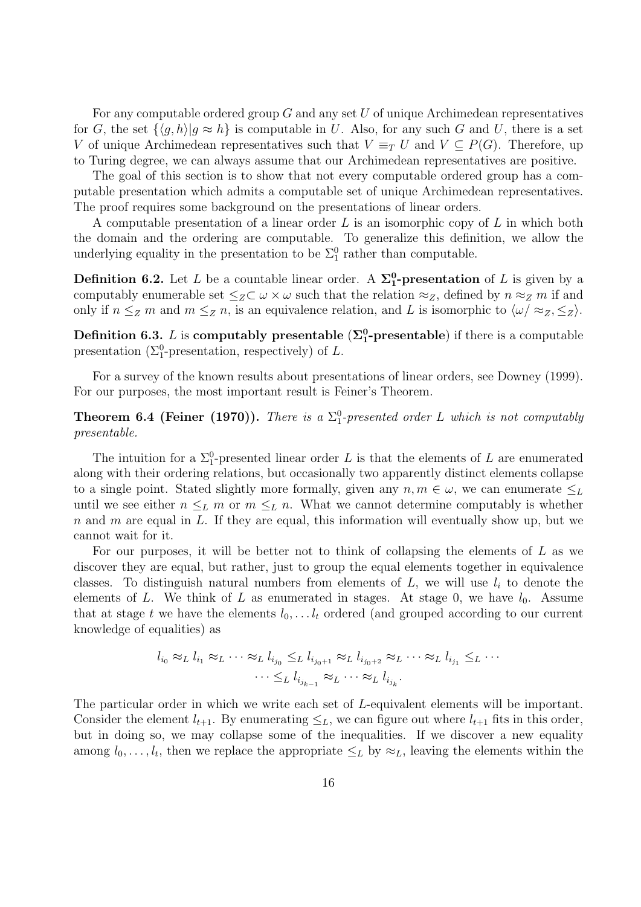For any computable ordered group $G$ and any set $U$ of unique Archimedean representatives for $G$, the set $\{\langle g, h\rangle | g \approx h\}$ is computable in $U$. Also, for any such $G$ and $U$, there is a set $V$ of unique Archimedean representatives such that $V \equiv_T U$ and $V \subseteq P(G)$. Therefore, up to Turing degree, we can always assume that our Archimedean representatives are positive.

The goal of this section is to show that not every computable ordered group has a computable presentation which admits a computable set of unique Archimedean representatives. The proof requires some background on the presentations of linear orders.

A computable presentation of a linear order $L$ is an isomorphic copy of $L$ in which both the domain and the ordering are computable. To generalize this definition, we allow the underlying equality in the presentation to be $\Sigma^0_1$ rather than computable.

**Definition 6.2.** Let $L$ be a countable linear order. A $\mathbf{\Sigma^0_1}$**-presentation** of $L$ is given by a computably enumerable set $\leq_Z \subset \omega \times \omega$ such that the relation $\approx_Z$, defined by $n \approx_Z m$ if and only if $n \leq_Z m$ and $m \leq_Z n$, is an equivalence relation, and $L$ is isomorphic to $\langle \omega / \approx_Z, \leq_Z \rangle$.

**Definition 6.3.** $L$ is **computably presentable** ($\mathbf{\Sigma^0_1}$**-presentable**) if there is a computable presentation ($\Sigma^0_1$-presentation, respectively) of $L$.

For a survey of the known results about presentations of linear orders, see Downey (1999). For our purposes, the most important result is Feiner's Theorem.

**Theorem 6.4 (Feiner (1970)).** *There is a $\Sigma^0_1$-presented order $L$ which is not computably presentable.*

The intuition for a $\Sigma^0_1$-presented linear order $L$ is that the elements of $L$ are enumerated along with their ordering relations, but occasionally two apparently distinct elements collapse to a single point. Stated slightly more formally, given any $n, m \in \omega$, we can enumerate $\leq_L$ until we see either $n \leq_L m$ or $m \leq_L n$. What we cannot determine computably is whether $n$ and $m$ are equal in $L$. If they are equal, this information will eventually show up, but we cannot wait for it.

For our purposes, it will be better not to think of collapsing the elements of $L$ as we discover they are equal, but rather, just to group the equal elements together in equivalence classes. To distinguish natural numbers from elements of $L$, we will use $l_i$ to denote the elements of $L$. We think of $L$ as enumerated in stages. At stage 0, we have $l_0$. Assume that at stage $t$ we have the elements $l_0, \ldots l_t$ ordered (and grouped according to our current knowledge of equalities) as

$$l_{i_0} \approx_L l_{i_1} \approx_L \cdots \approx_L l_{i_{j_0}} \leq_L l_{i_{j_0+1}} \approx_L l_{i_{j_0+2}} \approx_L \cdots \approx_L l_{i_{j_1}} \leq_L \cdots$$
$$\cdots \leq_L l_{i_{j_{k-1}}} \approx_L \cdots \approx_L l_{i_{j_k}}.$$

The particular order in which we write each set of $L$-equivalent elements will be important. Consider the element $l_{t+1}$. By enumerating $\leq_L$, we can figure out where $l_{t+1}$ fits in this order, but in doing so, we may collapse some of the inequalities. If we discover a new equality among $l_0, \ldots, l_t$, then we replace the appropriate $\leq_L$ by $\approx_L$, leaving the elements within the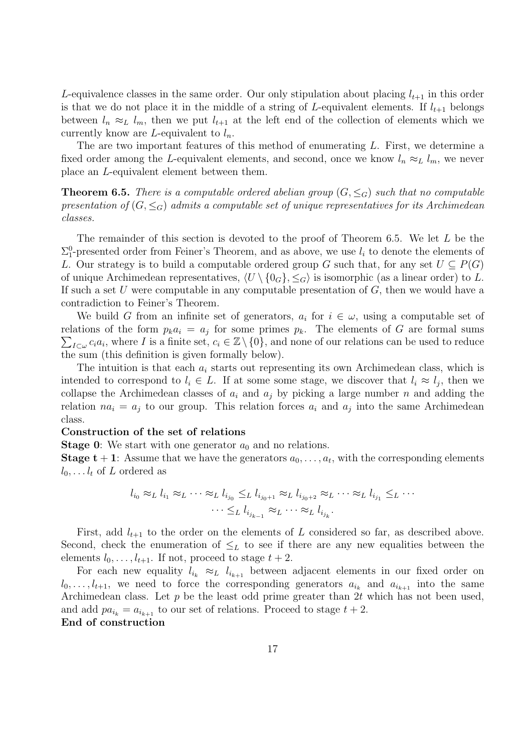$L$-equivalence classes in the same order. Our only stipulation about placing $l_{t+1}$ in this order is that we do not place it in the middle of a string of $L$-equivalent elements. If $l_{t+1}$ belongs between $l_n \approx_L l_m$, then we put $l_{t+1}$ at the left end of the collection of elements which we currently know are $L$-equivalent to $l_n$.

The are two important features of this method of enumerating $L$. First, we determine a fixed order among the $L$-equivalent elements, and second, once we know $l_n \approx_L l_m$, we never place an $L$-equivalent element between them.

**Theorem 6.5.** *There is a computable ordered abelian group $(G, \leq_G)$ such that no computable presentation of $(G, \leq_G)$ admits a computable set of unique representatives for its Archimedean classes.*

The remainder of this section is devoted to the proof of Theorem 6.5. We let $L$ be the $\Sigma^0_1$-presented order from Feiner's Theorem, and as above, we use $l_i$ to denote the elements of $L$. Our strategy is to build a computable ordered group $G$ such that, for any set $U \subseteq P(G)$ of unique Archimedean representatives, $\langle U \setminus \{0_G\}, \leq_G \rangle$ is isomorphic (as a linear order) to $L$. If such a set $U$ were computable in any computable presentation of $G$, then we would have a contradiction to Feiner's Theorem.

We build $G$ from an infinite set of generators, $a_i$ for $i \in \omega$, using a computable set of relations of the form $p_k a_i = a_j$ for some primes $p_k$. The elements of $G$ are formal sums $\sum_{I \subset \omega} c_i a_i$, where $I$ is a finite set, $c_i \in \mathbb{Z} \setminus \{0\}$, and none of our relations can be used to reduce the sum (this definition is given formally below).

The intuition is that each $a_i$ starts out representing its own Archimedean class, which is intended to correspond to $l_i \in L$. If at some some stage, we discover that $l_i \approx l_j$, then we collapse the Archimedean classes of $a_i$ and $a_j$ by picking a large number $n$ and adding the relation $na_i = a_j$ to our group. This relation forces $a_i$ and $a_j$ into the same Archimedean class.

**Construction of the set of relations**

**Stage 0**: We start with one generator $a_0$ and no relations.

**Stage $\mathbf{t+1}$**: Assume that we have the generators $a_0, \ldots, a_t$, with the corresponding elements $l_0, \ldots l_t$ of $L$ ordered as

$$l_{i_0} \approx_L l_{i_1} \approx_L \cdots \approx_L l_{i_{j_0}} \leq_L l_{i_{j_0+1}} \approx_L l_{i_{j_0+2}} \approx_L \cdots \approx_L l_{i_{j_1}} \leq_L \cdots$$
$$\cdots \leq_L l_{i_{j_{k-1}}} \approx_L \cdots \approx_L l_{i_{j_k}}.$$

First, add $l_{t+1}$ to the order on the elements of $L$ considered so far, as described above. Second, check the enumeration of $\leq_L$ to see if there are any new equalities between the elements $l_0, \ldots, l_{t+1}$. If not, proceed to stage $t+2$.

For each new equality $l_{i_k} \approx_L l_{i_{k+1}}$ between adjacent elements in our fixed order on $l_0, \ldots, l_{t+1}$, we need to force the corresponding generators $a_{i_k}$ and $a_{i_{k+1}}$ into the same Archimedean class. Let $p$ be the least odd prime greater than $2t$ which has not been used, and add $pa_{i_k} = a_{i_{k+1}}$ to our set of relations. Proceed to stage $t+2$.

**End of construction**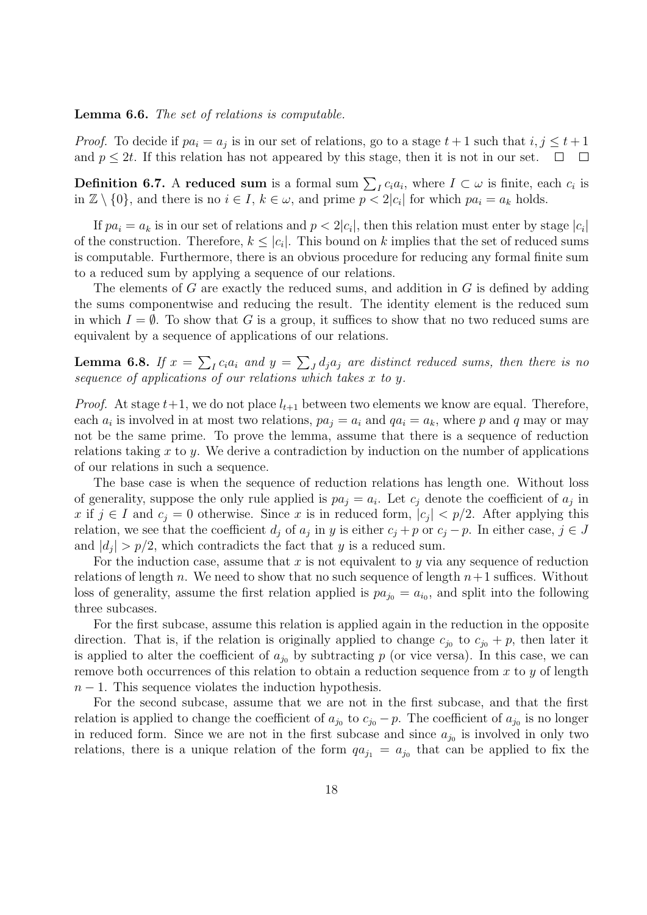**Lemma 6.6.** *The set of relations is computable.*

*Proof.* To decide if $pa_i = a_j$ is in our set of relations, go to a stage $t+1$ such that $i, j \leq t+1$ and $p \leq 2t$. If this relation has not appeared by this stage, then it is not in our set. □ □

**Definition 6.7.** A **reduced sum** is a formal sum $\sum_I c_i a_i$, where $I \subset \omega$ is finite, each $c_i$ is in $\mathbb{Z} \setminus \{0\}$, and there is no $i \in I$, $k \in \omega$, and prime $p < 2|c_i|$ for which $pa_i = a_k$ holds.

If $pa_i = a_k$ is in our set of relations and $p < 2|c_i|$, then this relation must enter by stage $|c_i|$ of the construction. Therefore, $k \leq |c_i|$. This bound on $k$ implies that the set of reduced sums is computable. Furthermore, there is an obvious procedure for reducing any formal finite sum to a reduced sum by applying a sequence of our relations.

The elements of $G$ are exactly the reduced sums, and addition in $G$ is defined by adding the sums componentwise and reducing the result. The identity element is the reduced sum in which $I = \emptyset$. To show that $G$ is a group, it suffices to show that no two reduced sums are equivalent by a sequence of applications of our relations.

**Lemma 6.8.** *If $x = \sum_I c_i a_i$ and $y = \sum_J d_j a_j$ are distinct reduced sums, then there is no sequence of applications of our relations which takes $x$ to $y$.*

*Proof.* At stage $t+1$, we do not place $l_{t+1}$ between two elements we know are equal. Therefore, each $a_i$ is involved in at most two relations, $pa_j = a_i$ and $qa_i = a_k$, where $p$ and $q$ may or may not be the same prime. To prove the lemma, assume that there is a sequence of reduction relations taking $x$ to $y$. We derive a contradiction by induction on the number of applications of our relations in such a sequence.

The base case is when the sequence of reduction relations has length one. Without loss of generality, suppose the only rule applied is $pa_j = a_i$. Let $c_j$ denote the coefficient of $a_j$ in $x$ if $j \in I$ and $c_j = 0$ otherwise. Since $x$ is in reduced form, $|c_j| < p/2$. After applying this relation, we see that the coefficient $d_j$ of $a_j$ in $y$ is either $c_j + p$ or $c_j - p$. In either case, $j \in J$ and $|d_j| > p/2$, which contradicts the fact that $y$ is a reduced sum.

For the induction case, assume that $x$ is not equivalent to $y$ via any sequence of reduction relations of length $n$. We need to show that no such sequence of length $n+1$ suffices. Without loss of generality, assume the first relation applied is $pa_{j_0} = a_{i_0}$, and split into the following three subcases.

For the first subcase, assume this relation is applied again in the reduction in the opposite direction. That is, if the relation is originally applied to change $c_{j_0}$ to $c_{j_0} + p$, then later it is applied to alter the coefficient of $a_{j_0}$ by subtracting $p$ (or vice versa). In this case, we can remove both occurrences of this relation to obtain a reduction sequence from $x$ to $y$ of length $n-1$. This sequence violates the induction hypothesis.

For the second subcase, assume that we are not in the first subcase, and that the first relation is applied to change the coefficient of $a_{j_0}$ to $c_{j_0} - p$. The coefficient of $a_{j_0}$ is no longer in reduced form. Since we are not in the first subcase and since $a_{j_0}$ is involved in only two relations, there is a unique relation of the form $qa_{j_1} = a_{j_0}$ that can be applied to fix the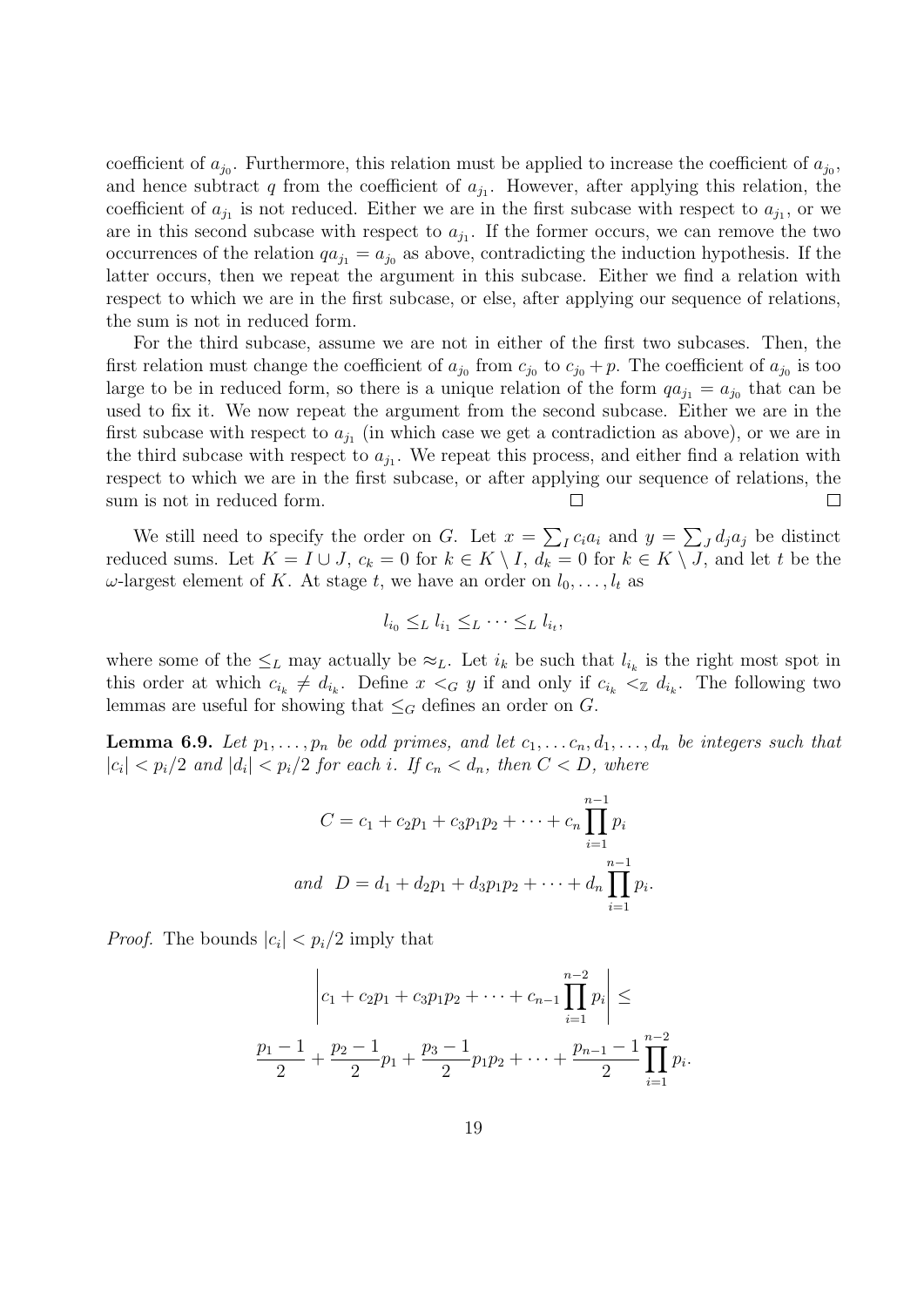coefficient of $a_{j_0}$. Furthermore, this relation must be applied to increase the coefficient of $a_{j_0}$, and hence subtract $q$ from the coefficient of $a_{j_1}$. However, after applying this relation, the coefficient of $a_{j_1}$ is not reduced. Either we are in the first subcase with respect to $a_{j_1}$, or we are in this second subcase with respect to $a_{j_1}$. If the former occurs, we can remove the two occurrences of the relation $qa_{j_1} = a_{j_0}$ as above, contradicting the induction hypothesis. If the latter occurs, then we repeat the argument in this subcase. Either we find a relation with respect to which we are in the first subcase, or else, after applying our sequence of relations, the sum is not in reduced form.

For the third subcase, assume we are not in either of the first two subcases. Then, the first relation must change the coefficient of $a_{j_0}$ from $c_{j_0}$ to $c_{j_0} + p$. The coefficient of $a_{j_0}$ is too large to be in reduced form, so there is a unique relation of the form $qa_{j_1} = a_{j_0}$ that can be used to fix it. We now repeat the argument from the second subcase. Either we are in the first subcase with respect to $a_{j_1}$ (in which case we get a contradiction as above), or we are in the third subcase with respect to $a_{j_1}$. We repeat this process, and either find a relation with respect to which we are in the first subcase, or after applying our sequence of relations, the sum is not in reduced form. □ □

We still need to specify the order on $G$. Let $x = \sum_I c_i a_i$ and $y = \sum_J d_j a_j$ be distinct reduced sums. Let $K = I \cup J$, $c_k = 0$ for $k \in K \setminus I$, $d_k = 0$ for $k \in K \setminus J$, and let $t$ be the $\omega$-largest element of $K$. At stage $t$, we have an order on $l_0, \ldots, l_t$ as

$$l_{i_0} \leq_L l_{i_1} \leq_L \cdots \leq_L l_{i_t},$$

where some of the $\leq_L$ may actually be $\approx_L$. Let $i_k$ be such that $l_{i_k}$ is the right most spot in this order at which $c_{i_k} \neq d_{i_k}$. Define $x <_G y$ if and only if $c_{i_k} <_{\mathbb{Z}} d_{i_k}$. The following two lemmas are useful for showing that $\leq_G$ defines an order on $G$.

**Lemma 6.9.** *Let $p_1, \ldots, p_n$ be odd primes, and let $c_1, \ldots c_n, d_1, \ldots, d_n$ be integers such that $|c_i| < p_i/2$ and $|d_i| < p_i/2$ for each $i$. If $c_n < d_n$, then $C < D$, where*

$$C = c_1 + c_2 p_1 + c_3 p_1 p_2 + \cdots + c_n \prod_{i=1}^{n-1} p_i$$

$$\text{and} \;\; D = d_1 + d_2 p_1 + d_3 p_1 p_2 + \cdots + d_n \prod_{i=1}^{n-1} p_i.$$

*Proof.* The bounds $|c_i| < p_i/2$ imply that

$$\left| c_1 + c_2 p_1 + c_3 p_1 p_2 + \cdots + c_{n-1} \prod_{i=1}^{n-2} p_i \right| \leq$$

$$\frac{p_1 - 1}{2} + \frac{p_2 - 1}{2} p_1 + \frac{p_3 - 1}{2} p_1 p_2 + \cdots + \frac{p_{n-1} - 1}{2} \prod_{i=1}^{n-2} p_i.$$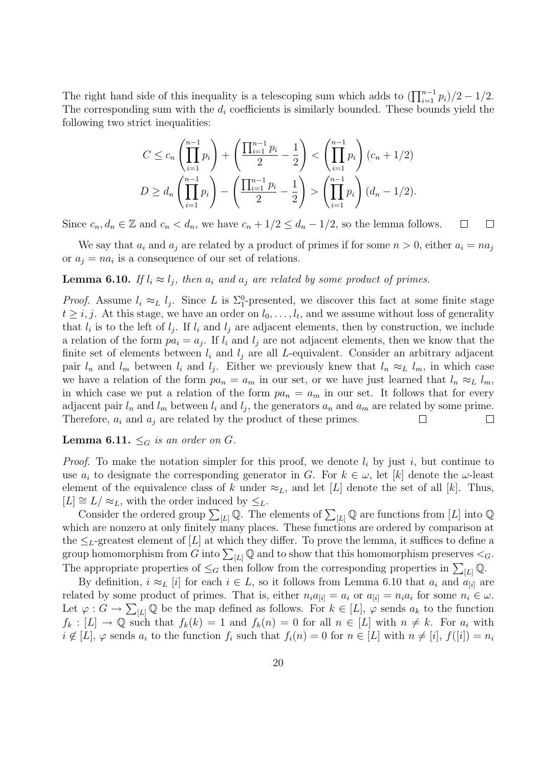The right hand side of this inequality is a telescoping sum which adds to $(\prod_{i=1}^{n-1} p_i)/2 - 1/2$. The corresponding sum with the $d_i$ coefficients is similarly bounded. These bounds yield the following two strict inequalities:

$$C \leq c_n \left( \prod_{i=1}^{n-1} p_i \right) + \left( \frac{\prod_{i=1}^{n-1} p_i}{2} - \frac{1}{2} \right) < \left( \prod_{i=1}^{n-1} p_i \right) (c_n + 1/2)$$

$$D \geq d_n \left( \prod_{i=1}^{n-1} p_i \right) - \left( \frac{\prod_{i=1}^{n-1} p_i}{2} - \frac{1}{2} \right) > \left( \prod_{i=1}^{n-1} p_i \right) (d_n - 1/2).$$

Since $c_n, d_n \in \mathbb{Z}$ and $c_n < d_n$, we have $c_n + 1/2 \leq d_n - 1/2$, so the lemma follows. □ □

We say that $a_i$ and $a_j$ are related by a product of primes if for some $n > 0$, either $a_i = na_j$ or $a_j = na_i$ is a consequence of our set of relations.

**Lemma 6.10.** *If $l_i \approx l_j$, then $a_i$ and $a_j$ are related by some product of primes.*

*Proof.* Assume $l_i \approx_L l_j$. Since $L$ is $\Sigma^0_1$-presented, we discover this fact at some finite stage $t \geq i, j$. At this stage, we have an order on $l_0, \ldots, l_t$, and we assume without loss of generality that $l_i$ is to the left of $l_j$. If $l_i$ and $l_j$ are adjacent elements, then by construction, we include a relation of the form $pa_i = a_j$. If $l_i$ and $l_j$ are not adjacent elements, then we know that the finite set of elements between $l_i$ and $l_j$ are all $L$-equivalent. Consider an arbitrary adjacent pair $l_n$ and $l_m$ between $l_i$ and $l_j$. Either we previously knew that $l_n \approx_L l_m$, in which case we have a relation of the form $pa_n = a_m$ in our set, or we have just learned that $l_n \approx_L l_m$, in which case we put a relation of the form $pa_n = a_m$ in our set. It follows that for every adjacent pair $l_n$ and $l_m$ between $l_i$ and $l_j$, the generators $a_n$ and $a_m$ are related by some prime. Therefore, $a_i$ and $a_j$ are related by the product of these primes. □ □

**Lemma 6.11.** *$\leq_G$ is an order on $G$.*

*Proof.* To make the notation simpler for this proof, we denote $l_i$ by just $i$, but continue to use $a_i$ to designate the corresponding generator in $G$. For $k \in \omega$, let $[k]$ denote the $\omega$-least element of the equivalence class of $k$ under $\approx_L$, and let $[L]$ denote the set of all $[k]$. Thus, $[L] \cong L/\approx_L$, with the order induced by $\leq_L$.

Consider the ordered group $\sum_{[L]} \mathbb{Q}$. The elements of $\sum_{[L]} \mathbb{Q}$ are functions from $[L]$ into $\mathbb{Q}$ which are nonzero at only finitely many places. These functions are ordered by comparison at the $\leq_L$-greatest element of $[L]$ at which they differ. To prove the lemma, it suffices to define a group homomorphism from $G$ into $\sum_{[L]} \mathbb{Q}$ and to show that this homomorphism preserves $<_G$. The appropriate properties of $\leq_G$ then follow from the corresponding properties in $\sum_{[L]} \mathbb{Q}$.

By definition, $i \approx_L [i]$ for each $i \in L$, so it follows from Lemma 6.10 that $a_i$ and $a_{[i]}$ are related by some product of primes. That is, either $n_i a_{[i]} = a_i$ or $a_{[i]} = n_i a_i$ for some $n_i \in \omega$. Let $\varphi : G \to \sum_{[L]} \mathbb{Q}$ be the map defined as follows. For $k \in [L]$, $\varphi$ sends $a_k$ to the function $f_k : [L] \to \mathbb{Q}$ such that $f_k(k) = 1$ and $f_k(n) = 0$ for all $n \in [L]$ with $n \neq k$. For $a_i$ with $i \notin [L]$, $\varphi$ sends $a_i$ to the function $f_i$ such that $f_i(n) = 0$ for $n \in [L]$ with $n \neq [i]$, $f([i]) = n_i$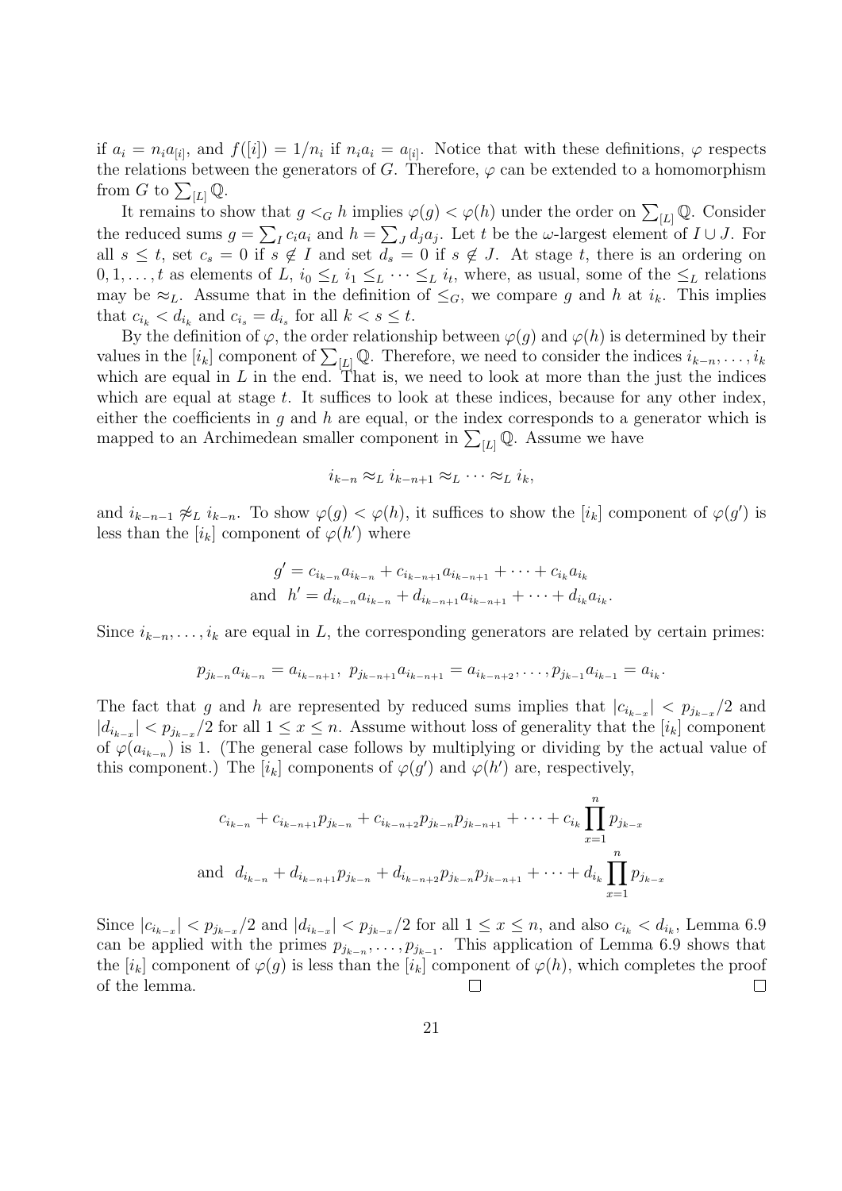if $a_i = n_i a_{[i]}$, and $f([i]) = 1/n_i$ if $n_i a_i = a_{[i]}$. Notice that with these definitions, $\varphi$ respects the relations between the generators of $G$. Therefore, $\varphi$ can be extended to a homomorphism from $G$ to $\sum_{[L]} \mathbb{Q}$.

It remains to show that $g <_G h$ implies $\varphi(g) < \varphi(h)$ under the order on $\sum_{[L]} \mathbb{Q}$. Consider the reduced sums $g = \sum_I c_i a_i$ and $h = \sum_J d_j a_j$. Let $t$ be the $\omega$-largest element of $I \cup J$. For all $s \leq t$, set $c_s = 0$ if $s \notin I$ and set $d_s = 0$ if $s \notin J$. At stage $t$, there is an ordering on $0, 1, \dots, t$ as elements of $L$, $i_0 \leq_L i_1 \leq_L \cdots \leq_L i_t$, where, as usual, some of the $\leq_L$ relations may be $\approx_L$. Assume that in the definition of $\leq_G$, we compare $g$ and $h$ at $i_k$. This implies that $c_{i_k} < d_{i_k}$ and $c_{i_s} = d_{i_s}$ for all $k < s \leq t$.

By the definition of $\varphi$, the order relationship between $\varphi(g)$ and $\varphi(h)$ is determined by their values in the $[i_k]$ component of $\sum_{[L]} \mathbb{Q}$. Therefore, we need to consider the indices $i_{k-n}, \dots, i_k$ which are equal in $L$ in the end. That is, we need to look at more than the just the indices which are equal at stage $t$. It suffices to look at these indices, because for any other index, either the coefficients in $g$ and $h$ are equal, or the index corresponds to a generator which is mapped to an Archimedean smaller component in $\sum_{[L]} \mathbb{Q}$. Assume we have

$$i_{k-n} \approx_L i_{k-n+1} \approx_L \cdots \approx_L i_k,$$

and $i_{k-n-1} \not\approx_L i_{k-n}$. To show $\varphi(g) < \varphi(h)$, it suffices to show the $[i_k]$ component of $\varphi(g')$ is less than the $[i_k]$ component of $\varphi(h')$ where

$$\begin{aligned} g' &= c_{i_{k-n}} a_{i_{k-n}} + c_{i_{k-n+1}} a_{i_{k-n+1}} + \cdots + c_{i_k} a_{i_k} \\ \text{and} \quad h' &= d_{i_{k-n}} a_{i_{k-n}} + d_{i_{k-n+1}} a_{i_{k-n+1}} + \cdots + d_{i_k} a_{i_k}. \end{aligned}$$

Since $i_{k-n}, \dots, i_k$ are equal in $L$, the corresponding generators are related by certain primes:

$$p_{j_{k-n}} a_{i_{k-n}} = a_{i_{k-n+1}}, \; p_{j_{k-n+1}} a_{i_{k-n+1}} = a_{i_{k-n+2}}, \dots, p_{j_{k-1}} a_{i_{k-1}} = a_{i_k}.$$

The fact that $g$ and $h$ are represented by reduced sums implies that $|c_{i_{k-x}}| < p_{j_{k-x}}/2$ and $|d_{i_{k-x}}| < p_{j_{k-x}}/2$ for all $1 \leq x \leq n$. Assume without loss of generality that the $[i_k]$ component of $\varphi(a_{i_{k-n}})$ is 1. (The general case follows by multiplying or dividing by the actual value of this component.) The $[i_k]$ components of $\varphi(g')$ and $\varphi(h')$ are, respectively,

$$\begin{aligned} & c_{i_{k-n}} + c_{i_{k-n+1}} p_{j_{k-n}} + c_{i_{k-n+2}} p_{j_{k-n}} p_{j_{k-n+1}} + \cdots + c_{i_k} \prod_{x=1}^{n} p_{j_{k-x}} \\ \text{and} \quad & d_{i_{k-n}} + d_{i_{k-n+1}} p_{j_{k-n}} + d_{i_{k-n+2}} p_{j_{k-n}} p_{j_{k-n+1}} + \cdots + d_{i_k} \prod_{x=1}^{n} p_{j_{k-x}} \end{aligned}$$

Since $|c_{i_{k-x}}| < p_{j_{k-x}}/2$ and $|d_{i_{k-x}}| < p_{j_{k-x}}/2$ for all $1 \leq x \leq n$, and also $c_{i_k} < d_{i_k}$, Lemma 6.9 can be applied with the primes $p_{j_{k-n}}, \dots, p_{j_{k-1}}$. This application of Lemma 6.9 shows that the $[i_k]$ component of $\varphi(g)$ is less than the $[i_k]$ component of $\varphi(h)$, which completes the proof of the lemma. $\square$ $\square$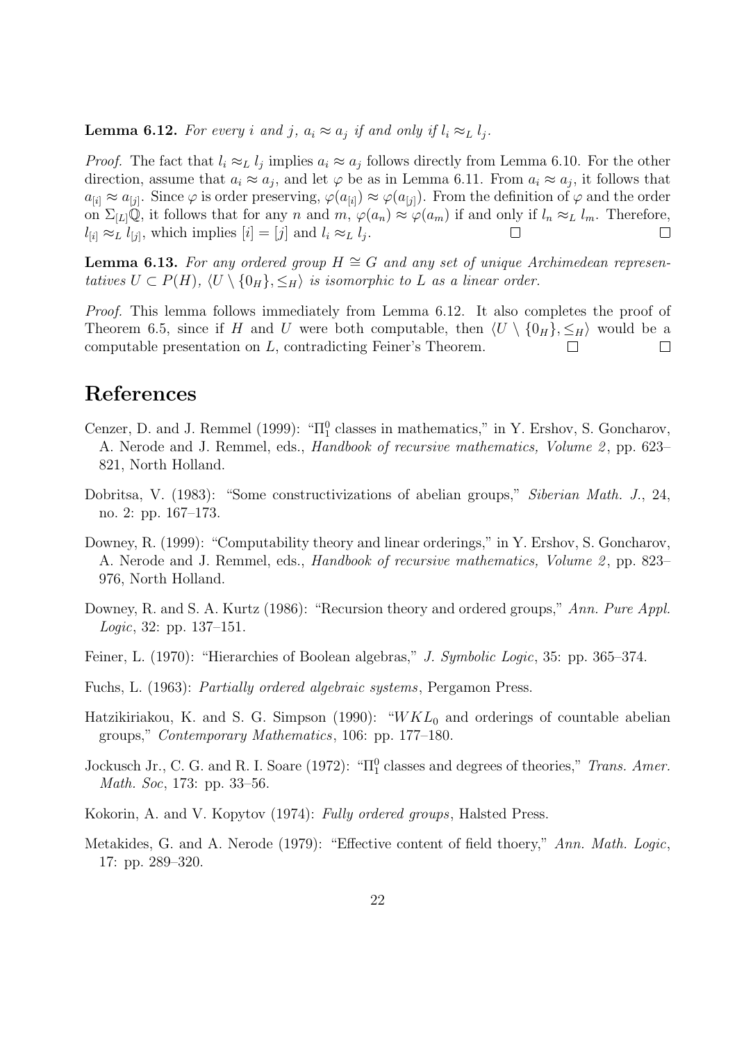**Lemma 6.12.** *For every $i$ and $j$, $a_i \approx a_j$ if and only if $l_i \approx_L l_j$.*

*Proof.* The fact that $l_i \approx_L l_j$ implies $a_i \approx a_j$ follows directly from Lemma 6.10. For the other direction, assume that $a_i \approx a_j$, and let $\varphi$ be as in Lemma 6.11. From $a_i \approx a_j$, it follows that $a_{[i]} \approx a_{[j]}$. Since $\varphi$ is order preserving, $\varphi(a_{[i]}) \approx \varphi(a_{[j]})$. From the definition of $\varphi$ and the order on $\Sigma_{[L]}\mathbb{Q}$, it follows that for any $n$ and $m$, $\varphi(a_n) \approx \varphi(a_m)$ if and only if $l_n \approx_L l_m$. Therefore, $l_{[i]} \approx_L l_{[j]}$, which implies $[i] = [j]$ and $l_i \approx_L l_j$. □ □

**Lemma 6.13.** *For any ordered group $H \cong G$ and any set of unique Archimedean representatives $U \subset P(H)$, $\langle U \setminus \{0_H\}, \leq_H \rangle$ is isomorphic to $L$ as a linear order.*

*Proof.* This lemma follows immediately from Lemma 6.12. It also completes the proof of Theorem 6.5, since if $H$ and $U$ were both computable, then $\langle U \setminus \{0_H\}, \leq_H \rangle$ would be a computable presentation on $L$, contradicting Feiner's Theorem. □ □

# References

Cenzer, D. and J. Remmel (1999): "$\Pi^0_1$ classes in mathematics," in Y. Ershov, S. Goncharov, A. Nerode and J. Remmel, eds., *Handbook of recursive mathematics, Volume 2*, pp. 623–821, North Holland.

Dobritsa, V. (1983): "Some constructivizations of abelian groups," *Siberian Math. J.*, 24, no. 2: pp. 167–173.

Downey, R. (1999): "Computability theory and linear orderings," in Y. Ershov, S. Goncharov, A. Nerode and J. Remmel, eds., *Handbook of recursive mathematics, Volume 2*, pp. 823–976, North Holland.

Downey, R. and S. A. Kurtz (1986): "Recursion theory and ordered groups," *Ann. Pure Appl. Logic*, 32: pp. 137–151.

Feiner, L. (1970): "Hierarchies of Boolean algebras," *J. Symbolic Logic*, 35: pp. 365–374.

Fuchs, L. (1963): *Partially ordered algebraic systems*, Pergamon Press.

Hatzikiriakou, K. and S. G. Simpson (1990): "$WKL_0$ and orderings of countable abelian groups," *Contemporary Mathematics*, 106: pp. 177–180.

Jockusch Jr., C. G. and R. I. Soare (1972): "$\Pi^0_1$ classes and degrees of theories," *Trans. Amer. Math. Soc*, 173: pp. 33–56.

Kokorin, A. and V. Kopytov (1974): *Fully ordered groups*, Halsted Press.

Metakides, G. and A. Nerode (1979): "Effective content of field thoery," *Ann. Math. Logic*, 17: pp. 289–320.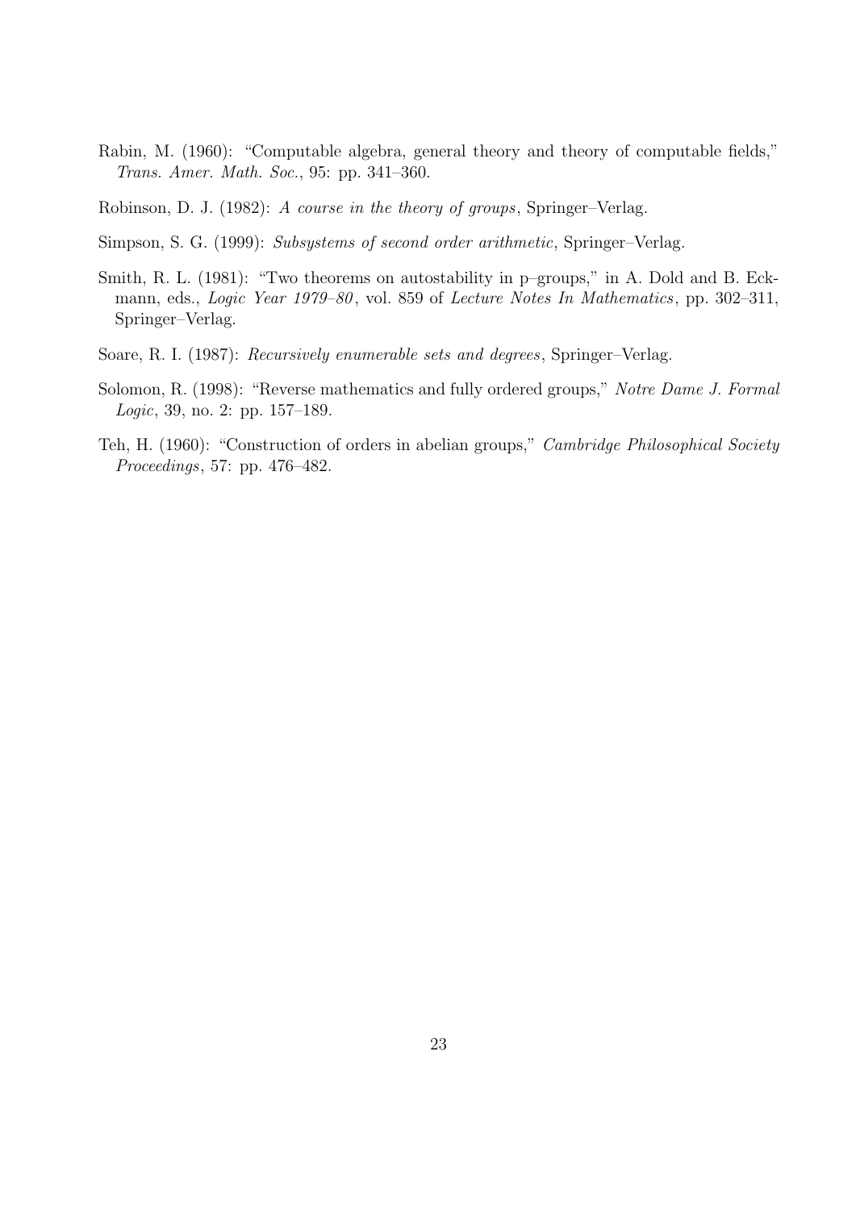Rabin, M. (1960): "Computable algebra, general theory and theory of computable fields," *Trans. Amer. Math. Soc.*, 95: pp. 341–360.

Robinson, D. J. (1982): *A course in the theory of groups*, Springer–Verlag.

Simpson, S. G. (1999): *Subsystems of second order arithmetic*, Springer–Verlag.

Smith, R. L. (1981): "Two theorems on autostability in p–groups," in A. Dold and B. Eckmann, eds., *Logic Year 1979–80*, vol. 859 of *Lecture Notes In Mathematics*, pp. 302–311, Springer–Verlag.

Soare, R. I. (1987): *Recursively enumerable sets and degrees*, Springer–Verlag.

Solomon, R. (1998): "Reverse mathematics and fully ordered groups," *Notre Dame J. Formal Logic*, 39, no. 2: pp. 157–189.

Teh, H. (1960): "Construction of orders in abelian groups," *Cambridge Philosophical Society Proceedings*, 57: pp. 476–482.